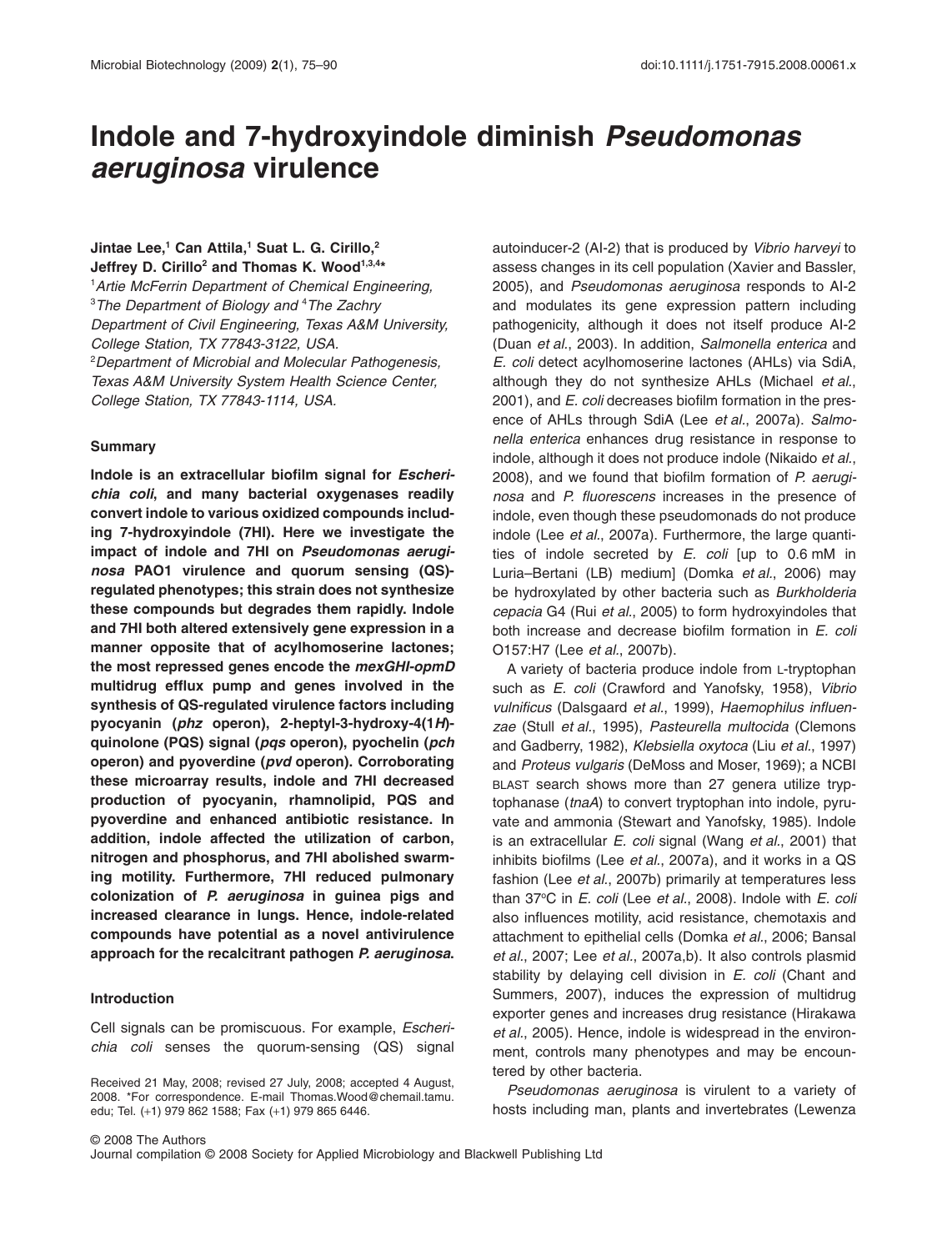# Indole and 7-hydroxyindole diminish *Pseudomonas aeruginosa* virulence

**Jintae Lee,[1] Can Attila,[1] Suat L. G. Cirillo,[2] Jeffrey D. Cirillo[2] and Thomas K. Wood[1,3,4]***

[1]*Artie McFerrin Department of Chemical Engineering,* [3]*The Department of Biology and* [4]*The Zachry Department of Civil Engineering, Texas A&M University, College Station, TX 77843-3122, USA.*
[2]*Department of Microbial and Molecular Pathogenesis, Texas A&M University System Health Science Center, College Station, TX 77843-1114, USA.*

## Summary

**Indole is an extracellular biofilm signal for *Escherichia coli*, and many bacterial oxygenases readily convert indole to various oxidized compounds including 7-hydroxyindole (7HI). Here we investigate the impact of indole and 7HI on *Pseudomonas aeruginosa* PAO1 virulence and quorum sensing (QS)-regulated phenotypes; this strain does not synthesize these compounds but degrades them rapidly. Indole and 7HI both altered extensively gene expression in a manner opposite that of acylhomoserine lactones; the most repressed genes encode the *mexGHI-opmD* multidrug efflux pump and genes involved in the synthesis of QS-regulated virulence factors including pyocyanin (*phz* operon), 2-heptyl-3-hydroxy-4(1*H*)-quinolone (PQS) signal (*pqs* operon), pyochelin (*pch* operon) and pyoverdine (*pvd* operon). Corroborating these microarray results, indole and 7HI decreased production of pyocyanin, rhamnolipid, PQS and pyoverdine and enhanced antibiotic resistance. In addition, indole affected the utilization of carbon, nitrogen and phosphorus, and 7HI abolished swarming motility. Furthermore, 7HI reduced pulmonary colonization of *P. aeruginosa* in guinea pigs and increased clearance in lungs. Hence, indole-related compounds have potential as a novel antivirulence approach for the recalcitrant pathogen *P. aeruginosa*.**

## Introduction

Cell signals can be promiscuous. For example, *Escherichia coli* senses the quorum-sensing (QS) signal autoinducer-2 (AI-2) that is produced by *Vibrio harveyi* to assess changes in its cell population (Xavier and Bassler, 2005), and *Pseudomonas aeruginosa* responds to AI-2 and modulates its gene expression pattern including pathogenicity, although it does not itself produce AI-2 (Duan *et al*., 2003). In addition, *Salmonella enterica* and *E. coli* detect acylhomoserine lactones (AHLs) via SdiA, although they do not synthesize AHLs (Michael *et al*., 2001), and *E. coli* decreases biofilm formation in the presence of AHLs through SdiA (Lee *et al*., 2007a). *Salmonella enterica* enhances drug resistance in response to indole, although it does not produce indole (Nikaido *et al*., 2008), and we found that biofilm formation of *P. aeruginosa* and *P. fluorescens* increases in the presence of indole, even though these pseudomonads do not produce indole (Lee *et al*., 2007a). Furthermore, the large quantities of indole secreted by *E. coli* [up to 0.6 mM in Luria–Bertani (LB) medium] (Domka *et al*., 2006) may be hydroxylated by other bacteria such as *Burkholderia cepacia* G4 (Rui *et al*., 2005) to form hydroxyindoles that both increase and decrease biofilm formation in *E. coli* O157:H7 (Lee *et al*., 2007b).

A variety of bacteria produce indole from L-tryptophan such as *E. coli* (Crawford and Yanofsky, 1958), *Vibrio vulnificus* (Dalsgaard *et al*., 1999), *Haemophilus influenzae* (Stull *et al*., 1995), *Pasteurella multocida* (Clemons and Gadberry, 1982), *Klebsiella oxytoca* (Liu *et al*., 1997) and *Proteus vulgaris* (DeMoss and Moser, 1969); a NCBI BLAST search shows more than 27 genera utilize tryptophanase (*tnaA*) to convert tryptophan into indole, pyruvate and ammonia (Stewart and Yanofsky, 1985). Indole is an extracellular *E. coli* signal (Wang *et al*., 2001) that inhibits biofilms (Lee *et al*., 2007a), and it works in a QS fashion (Lee *et al*., 2007b) primarily at temperatures less than 37°C in *E. coli* (Lee *et al*., 2008). Indole with *E. coli* also influences motility, acid resistance, chemotaxis and attachment to epithelial cells (Domka *et al*., 2006; Bansal *et al*., 2007; Lee *et al*., 2007a,b). It also controls plasmid stability by delaying cell division in *E. coli* (Chant and Summers, 2007), induces the expression of multidrug exporter genes and increases drug resistance (Hirakawa *et al*., 2005). Hence, indole is widespread in the environment, controls many phenotypes and may be encountered by other bacteria.

*Pseudomonas aeruginosa* is virulent to a variety of hosts including man, plants and invertebrates (Lewenza

Received 21 May, 2008; revised 27 July, 2008; accepted 4 August, 2008. *For correspondence. E-mail Thomas.Wood@chemail.tamu.edu; Tel. (+1) 979 862 1588; Fax (+1) 979 865 6446.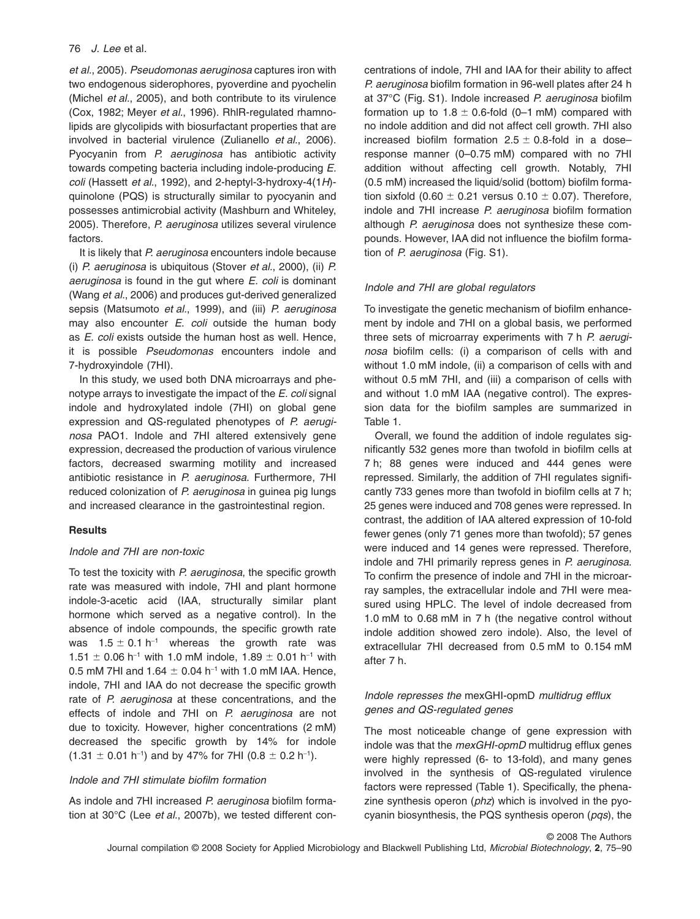*et al.*, 2005). *Pseudomonas aeruginosa* captures iron with two endogenous siderophores, pyoverdine and pyochelin (Michel *et al.*, 2005), and both contribute to its virulence (Cox, 1982; Meyer *et al.*, 1996). RhlR-regulated rhamnolipids are glycolipids with biosurfactant properties that are involved in bacterial virulence (Zulianello *et al.*, 2006). Pyocyanin from *P. aeruginosa* has antibiotic activity towards competing bacteria including indole-producing *E. coli* (Hassett *et al.*, 1992), and 2-heptyl-3-hydroxy-4(1*H*)-quinolone (PQS) is structurally similar to pyocyanin and possesses antimicrobial activity (Mashburn and Whiteley, 2005). Therefore, *P. aeruginosa* utilizes several virulence factors.

It is likely that *P. aeruginosa* encounters indole because (i) *P. aeruginosa* is ubiquitous (Stover *et al.*, 2000), (ii) *P. aeruginosa* is found in the gut where *E. coli* is dominant (Wang *et al.*, 2006) and produces gut-derived generalized sepsis (Matsumoto *et al.*, 1999), and (iii) *P. aeruginosa* may also encounter *E. coli* outside the human body as *E. coli* exists outside the human host as well. Hence, it is possible *Pseudomonas* encounters indole and 7-hydroxyindole (7HI).

In this study, we used both DNA microarrays and phenotype arrays to investigate the impact of the *E. coli* signal indole and hydroxylated indole (7HI) on global gene expression and QS-regulated phenotypes of *P. aeruginosa* PAO1. Indole and 7HI altered extensively gene expression, decreased the production of various virulence factors, decreased swarming motility and increased antibiotic resistance in *P. aeruginosa*. Furthermore, 7HI reduced colonization of *P. aeruginosa* in guinea pig lungs and increased clearance in the gastrointestinal region.

## Results

### *Indole and 7HI are non-toxic*

To test the toxicity with *P. aeruginosa*, the specific growth rate was measured with indole, 7HI and plant hormone indole-3-acetic acid (IAA, structurally similar plant hormone which served as a negative control). In the absence of indole compounds, the specific growth rate was $1.5 \pm 0.1\ h^{-1}$ whereas the growth rate was $1.51 \pm 0.06\ h^{-1}$ with 1.0 mM indole, $1.89 \pm 0.01\ h^{-1}$ with 0.5 mM 7HI and $1.64 \pm 0.04\ h^{-1}$ with 1.0 mM IAA. Hence, indole, 7HI and IAA do not decrease the specific growth rate of *P. aeruginosa* at these concentrations, and the effects of indole and 7HI on *P. aeruginosa* are not due to toxicity. However, higher concentrations (2 mM) decreased the specific growth by 14% for indole ($1.31 \pm 0.01\ h^{-1}$) and by 47% for 7HI ($0.8 \pm 0.2\ h^{-1}$).

### *Indole and 7HI stimulate biofilm formation*

As indole and 7HI increased *P. aeruginosa* biofilm formation at 30°C (Lee *et al.*, 2007b), we tested different concentrations of indole, 7HI and IAA for their ability to affect *P. aeruginosa* biofilm formation in 96-well plates after 24 h at 37°C (Fig. S1). Indole increased *P. aeruginosa* biofilm formation up to $1.8 \pm 0.6$-fold (0–1 mM) compared with no indole addition and did not affect cell growth. 7HI also increased biofilm formation $2.5 \pm 0.8$-fold in a dose–response manner (0–0.75 mM) compared with no 7HI addition without affecting cell growth. Notably, 7HI (0.5 mM) increased the liquid/solid (bottom) biofilm formation sixfold ($0.60 \pm 0.21$ versus $0.10 \pm 0.07$). Therefore, indole and 7HI increase *P. aeruginosa* biofilm formation although *P. aeruginosa* does not synthesize these compounds. However, IAA did not influence the biofilm formation of *P. aeruginosa* (Fig. S1).

### *Indole and 7HI are global regulators*

To investigate the genetic mechanism of biofilm enhancement by indole and 7HI on a global basis, we performed three sets of microarray experiments with 7 h *P. aeruginosa* biofilm cells: (i) a comparison of cells with and without 1.0 mM indole, (ii) a comparison of cells with and without 0.5 mM 7HI, and (iii) a comparison of cells with and without 1.0 mM IAA (negative control). The expression data for the biofilm samples are summarized in Table 1.

Overall, we found the addition of indole regulates significantly 532 genes more than twofold in biofilm cells at 7 h; 88 genes were induced and 444 genes were repressed. Similarly, the addition of 7HI regulates significantly 733 genes more than twofold in biofilm cells at 7 h; 25 genes were induced and 708 genes were repressed. In contrast, the addition of IAA altered expression of 10-fold fewer genes (only 71 genes more than twofold); 57 genes were induced and 14 genes were repressed. Therefore, indole and 7HI primarily repress genes in *P. aeruginosa*. To confirm the presence of indole and 7HI in the microarray samples, the extracellular indole and 7HI were measured using HPLC. The level of indole decreased from 1.0 mM to 0.68 mM in 7 h (the negative control without indole addition showed zero indole). Also, the level of extracellular 7HI decreased from 0.5 mM to 0.154 mM after 7 h.

### *Indole represses the* mexGHI-opmD *multidrug efflux genes and QS-regulated genes*

The most noticeable change of gene expression with indole was that the *mexGHI-opmD* multidrug efflux genes were highly repressed (6- to 13-fold), and many genes involved in the synthesis of QS-regulated virulence factors were repressed (Table 1). Specifically, the phenazine synthesis operon (*phz*) which is involved in the pyocyanin biosynthesis, the PQS synthesis operon (*pqs*), the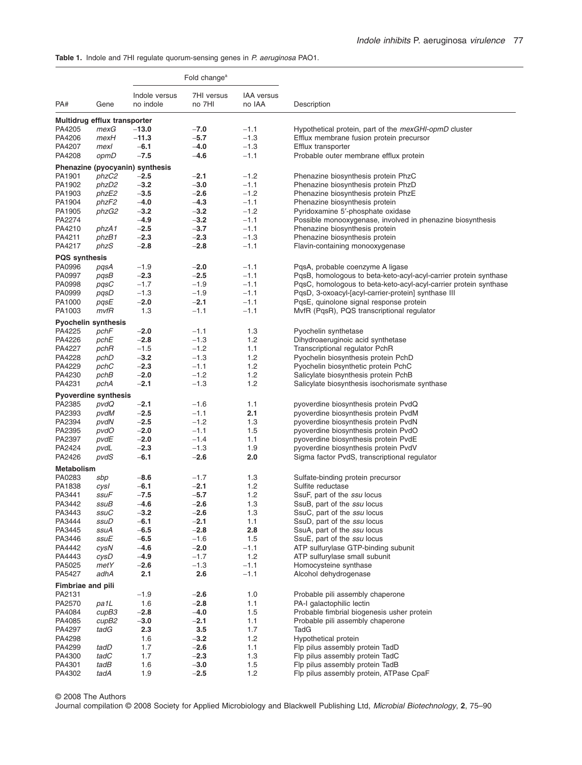**Table 1.** Indole and 7HI regulate quorum-sensing genes in *P. aeruginosa* PAO1.

| PA# | Gene | Fold change[a] Indole versus no indole | 7HI versus no 7HI | IAA versus no IAA | Description |
|---|---|---|---|---|---|
| **Multidrug efflux transporter** | | | | | |
| PA4205 | *mexG* | **−13.0** | **−7.0** | −1.1 | Hypothetical protein, part of the *mexGHI-opmD* cluster |
| PA4206 | *mexH* | **−11.3** | **−5.7** | −1.3 | Efflux membrane fusion protein precursor |
| PA4207 | *mexI* | **−6.1** | **−4.0** | −1.3 | Efflux transporter |
| PA4208 | *opmD* | **−7.5** | **−4.6** | −1.1 | Probable outer membrane efflux protein |
| **Phenazine (pyocyanin) synthesis** | | | | | |
| PA1901 | *phzC2* | **−2.5** | **−2.1** | −1.2 | Phenazine biosynthesis protein PhzC |
| PA1902 | *phzD2* | **−3.2** | **−3.0** | −1.1 | Phenazine biosynthesis protein PhzD |
| PA1903 | *phzE2* | **−3.5** | **−2.6** | −1.2 | Phenazine biosynthesis protein PhzE |
| PA1904 | *phzF2* | **−4.0** | **−4.3** | −1.1 | Phenazine biosynthesis protein |
| PA1905 | *phzG2* | **−3.2** | **−3.2** | −1.2 | Pyridoxamine 5′-phosphate oxidase |
| PA2274 | | **−4.9** | **−3.2** | −1.1 | Possible monooxygenase, involved in phenazine biosynthesis |
| PA4210 | *phzA1* | **−2.5** | **−3.7** | −1.1 | Phenazine biosynthesis protein |
| PA4211 | *phzB1* | **−2.3** | **−2.3** | −1.3 | Phenazine biosynthesis protein |
| PA4217 | *phzS* | **−2.8** | **−2.8** | −1.1 | Flavin-containing monooxygenase |
| **PQS synthesis** | | | | | |
| PA0996 | *pqsA* | −1.9 | **−2.0** | −1.1 | PqsA, probable coenzyme A ligase |
| PA0997 | *pqsB* | **−2.3** | **−2.5** | −1.1 | PqsB, homologous to beta-keto-acyl-acyl-carrier protein synthase |
| PA0998 | *pqsC* | −1.7 | −1.9 | −1.1 | PqsC, homologous to beta-keto-acyl-acyl-carrier protein synthase |
| PA0999 | *pqsD* | −1.3 | −1.9 | −1.1 | PqsD, 3-oxoacyl-[acyl-carrier-protein] synthase III |
| PA1000 | *pqsE* | **−2.0** | **−2.1** | −1.1 | PqsE, quinolone signal response protein |
| PA1003 | *mvfR* | 1.3 | −1.1 | −1.1 | MvfR (PqsR), PQS transcriptional regulator |
| **Pyochelin synthesis** | | | | | |
| PA4225 | *pchF* | **−2.0** | −1.1 | 1.3 | Pyochelin synthetase |
| PA4226 | *pchE* | **−2.8** | −1.3 | 1.2 | Dihydroaeruginoic acid synthetase |
| PA4227 | *pchR* | −1.5 | −1.2 | 1.1 | Transcriptional regulator PchR |
| PA4228 | *pchD* | **−3.2** | −1.3 | 1.2 | Pyochelin biosynthesis protein PchD |
| PA4229 | *pchC* | **−2.3** | −1.1 | 1.2 | Pyochelin biosynthetic protein PchC |
| PA4230 | *pchB* | **−2.0** | −1.2 | 1.2 | Salicylate biosynthesis protein PchB |
| PA4231 | *pchA* | **−2.1** | −1.3 | 1.2 | Salicylate biosynthesis isochorismate synthase |
| **Pyoverdine synthesis** | | | | | |
| PA2385 | *pvdQ* | **−2.1** | −1.6 | 1.1 | pyoverdine biosynthesis protein PvdQ |
| PA2393 | *pvdM* | **−2.5** | −1.1 | **2.1** | pyoverdine biosynthesis protein PvdM |
| PA2394 | *pvdN* | **−2.5** | −1.2 | 1.3 | pyoverdine biosynthesis protein PvdN |
| PA2395 | *pvdO* | **−2.0** | −1.1 | 1.5 | pyoverdine biosynthesis protein PvdO |
| PA2397 | *pvdE* | **−2.0** | −1.4 | 1.1 | pyoverdine biosynthesis protein PvdE |
| PA2424 | *pvdL* | **−2.3** | −1.3 | 1.9 | pyoverdine biosynthesis protein PvdV |
| PA2426 | *pvdS* | **−6.1** | **−2.6** | **2.0** | Sigma factor PvdS, transcriptional regulator |
| **Metabolism** | | | | | |
| PA0283 | *sbp* | **−8.6** | −1.7 | 1.3 | Sulfate-binding protein precursor |
| PA1838 | *cysI* | **−6.1** | **−2.1** | 1.2 | Sulfite reductase |
| PA3441 | *ssuF* | **−7.5** | **−5.7** | 1.2 | SsuF, part of the *ssu* locus |
| PA3442 | *ssuB* | **−4.6** | **−2.6** | 1.3 | SsuB, part of the *ssu* locus |
| PA3443 | *ssuC* | **−3.2** | **−2.6** | 1.3 | SsuC, part of the *ssu* locus |
| PA3444 | *ssuD* | **−6.1** | **−2.1** | 1.1 | SsuD, part of the *ssu* locus |
| PA3445 | *ssuA* | **−6.5** | **−2.8** | **2.8** | SsuA, part of the *ssu* locus |
| PA3446 | *ssuE* | **−6.5** | −1.6 | 1.5 | SsuE, part of the *ssu* locus |
| PA4442 | *cysN* | **−4.6** | **−2.0** | −1.1 | ATP sulfurylase GTP-binding subunit |
| PA4443 | *cysD* | **−4.9** | −1.7 | 1.2 | ATP sulfurylase small subunit |
| PA5025 | *metY* | **−2.6** | −1.3 | −1.1 | Homocysteine synthase |
| PA5427 | *adhA* | **2.1** | **2.6** | −1.1 | Alcohol dehydrogenase |
| **Fimbriae and pili** | | | | | |
| PA2131 | | −1.9 | **−2.6** | 1.0 | Probable pili assembly chaperone |
| PA2570 | *pa1L* | 1.6 | **−2.8** | 1.1 | PA-I galactophilic lectin |
| PA4084 | *cupB3* | **−2.8** | **−4.0** | 1.5 | Probable fimbrial biogenesis usher protein |
| PA4085 | *cupB2* | **−3.0** | **−2.1** | 1.1 | Probable pili assembly chaperone |
| PA4297 | *tadG* | **2.3** | **3.5** | 1.7 | TadG |
| PA4298 | | 1.6 | **−3.2** | 1.2 | Hypothetical protein |
| PA4299 | *tadD* | 1.7 | **−2.6** | 1.1 | Flp pilus assembly protein TadD |
| PA4300 | *tadC* | 1.7 | **−2.3** | 1.3 | Flp pilus assembly protein TadC |
| PA4301 | *tadB* | 1.6 | **−3.0** | 1.5 | Flp pilus assembly protein TadB |
| PA4302 | *tadA* | 1.9 | **−2.5** | 1.2 | Flp pilus assembly protein, ATPase CpaF |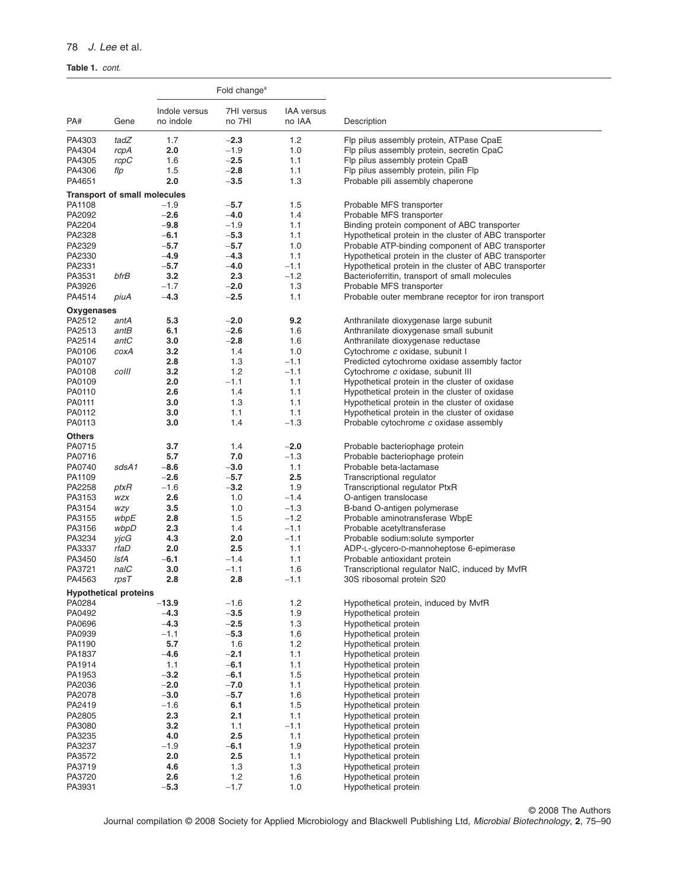**Table 1.** *cont.*

| PA# | Gene | Fold change[a] | | | Description |
|---|---|---|---|---|---|
| | | Indole versus no indole | 7HI versus no 7HI | IAA versus no IAA | |
| PA4303 | *tadZ* | 1.7 | **−2.3** | 1.2 | Flp pilus assembly protein, ATPase CpaE |
| PA4304 | *rcpA* | **2.0** | −1.9 | 1.0 | Flp pilus assembly protein, secretin CpaC |
| PA4305 | *rcpC* | 1.6 | **−2.5** | 1.1 | Flp pilus assembly protein CpaB |
| PA4306 | *flp* | 1.5 | **−2.8** | 1.1 | Flp pilus assembly protein, pilin Flp |
| PA4651 | | **2.0** | **−3.5** | 1.3 | Probable pili assembly chaperone |
| **Transport of small molecules** | | | | | |
| PA1108 | | −1.9 | **−5.7** | 1.5 | Probable MFS transporter |
| PA2092 | | **−2.6** | **−4.0** | 1.4 | Probable MFS transporter |
| PA2204 | | **−9.8** | −1.9 | 1.1 | Binding protein component of ABC transporter |
| PA2328 | | **−6.1** | **−5.3** | 1.1 | Hypothetical protein in the cluster of ABC transporter |
| PA2329 | | **−5.7** | **−5.7** | 1.0 | Probable ATP-binding component of ABC transporter |
| PA2330 | | **−4.9** | **−4.3** | 1.1 | Hypothetical protein in the cluster of ABC transporter |
| PA2331 | | **−5.7** | **−4.0** | −1.1 | Hypothetical protein in the cluster of ABC transporter |
| PA3531 | *bfrB* | **3.2** | **2.3** | −1.2 | Bacterioferritin, transport of small molecules |
| PA3926 | | −1.7 | **−2.0** | 1.3 | Probable MFS transporter |
| PA4514 | *piuA* | **−4.3** | **−2.5** | 1.1 | Probable outer membrane receptor for iron transport |
| **Oxygenases** | | | | | |
| PA2512 | *antA* | **5.3** | **−2.0** | **9.2** | Anthranilate dioxygenase large subunit |
| PA2513 | *antB* | **6.1** | **−2.6** | 1.6 | Anthranilate dioxygenase small subunit |
| PA2514 | *antC* | **3.0** | **−2.8** | 1.6 | Anthranilate dioxygenase reductase |
| PA0106 | *coxA* | **3.2** | 1.4 | 1.0 | Cytochrome *c* oxidase, subunit I |
| PA0107 | | **2.8** | 1.3 | −1.1 | Predicted cytochrome oxidase assembly factor |
| PA0108 | *colII* | **3.2** | 1.2 | −1.1 | Cytochrome *c* oxidase, subunit III |
| PA0109 | | **2.0** | −1.1 | 1.1 | Hypothetical protein in the cluster of oxidase |
| PA0110 | | **2.6** | 1.4 | 1.1 | Hypothetical protein in the cluster of oxidase |
| PA0111 | | **3.0** | 1.3 | 1.1 | Hypothetical protein in the cluster of oxidase |
| PA0112 | | **3.0** | 1.1 | 1.1 | Hypothetical protein in the cluster of oxidase |
| PA0113 | | **3.0** | 1.4 | −1.3 | Probable cytochrome *c* oxidase assembly |
| **Others** | | | | | |
| PA0715 | | **3.7** | 1.4 | **−2.0** | Probable bacteriophage protein |
| PA0716 | | **5.7** | **7.0** | −1.3 | Probable bacteriophage protein |
| PA0740 | *sdsA1* | **−8.6** | **−3.0** | 1.1 | Probable beta-lactamase |
| PA1109 | | **−2.6** | **−5.7** | **2.5** | Transcriptional regulator |
| PA2258 | *ptxR* | −1.6 | **−3.2** | 1.9 | Transcriptional regulator PtxR |
| PA3153 | *wzx* | **2.6** | 1.0 | −1.4 | O-antigen translocase |
| PA3154 | *wzy* | **3.5** | 1.0 | −1.3 | B-band O-antigen polymerase |
| PA3155 | *wbpE* | **2.8** | 1.5 | −1.2 | Probable aminotransferase WbpE |
| PA3156 | *wbpD* | **2.3** | 1.4 | −1.1 | Probable acetyltransferase |
| PA3234 | *yjcG* | **4.3** | **2.0** | −1.1 | Probable sodium:solute symporter |
| PA3337 | *rfaD* | **2.0** | **2.5** | 1.1 | ADP-L-glycero-D-mannoheptose 6-epimerase |
| PA3450 | *lsfA* | **−6.1** | −1.4 | 1.1 | Probable antioxidant protein |
| PA3721 | *nalC* | **3.0** | −1.1 | 1.6 | Transcriptional regulator NalC, induced by MvfR |
| PA4563 | *rpsT* | **2.8** | **2.8** | −1.1 | 30S ribosomal protein S20 |
| **Hypothetical proteins** | | | | | |
| PA0284 | | **−13.9** | −1.6 | 1.2 | Hypothetical protein, induced by MvfR |
| PA0492 | | **−4.3** | **−3.5** | 1.9 | Hypothetical protein |
| PA0696 | | **−4.3** | **−2.5** | 1.3 | Hypothetical protein |
| PA0939 | | −1.1 | **−5.3** | 1.6 | Hypothetical protein |
| PA1190 | | **5.7** | 1.6 | 1.2 | Hypothetical protein |
| PA1837 | | **−4.6** | **−2.1** | 1.1 | Hypothetical protein |
| PA1914 | | 1.1 | **−6.1** | 1.1 | Hypothetical protein |
| PA1953 | | **−3.2** | **−6.1** | 1.5 | Hypothetical protein |
| PA2036 | | **−2.0** | **−7.0** | 1.1 | Hypothetical protein |
| PA2078 | | **−3.0** | **−5.7** | 1.6 | Hypothetical protein |
| PA2419 | | −1.6 | **6.1** | 1.5 | Hypothetical protein |
| PA2805 | | **2.3** | **2.1** | 1.1 | Hypothetical protein |
| PA3080 | | **3.2** | 1.1 | −1.1 | Hypothetical protein |
| PA3235 | | **4.0** | **2.5** | 1.1 | Hypothetical protein |
| PA3237 | | −1.9 | **−6.1** | 1.9 | Hypothetical protein |
| PA3572 | | **2.0** | **2.5** | 1.1 | Hypothetical protein |
| PA3719 | | **4.6** | 1.3 | 1.3 | Hypothetical protein |
| PA3720 | | **2.6** | 1.2 | 1.6 | Hypothetical protein |
| PA3931 | | **−5.3** | −1.7 | 1.0 | Hypothetical protein |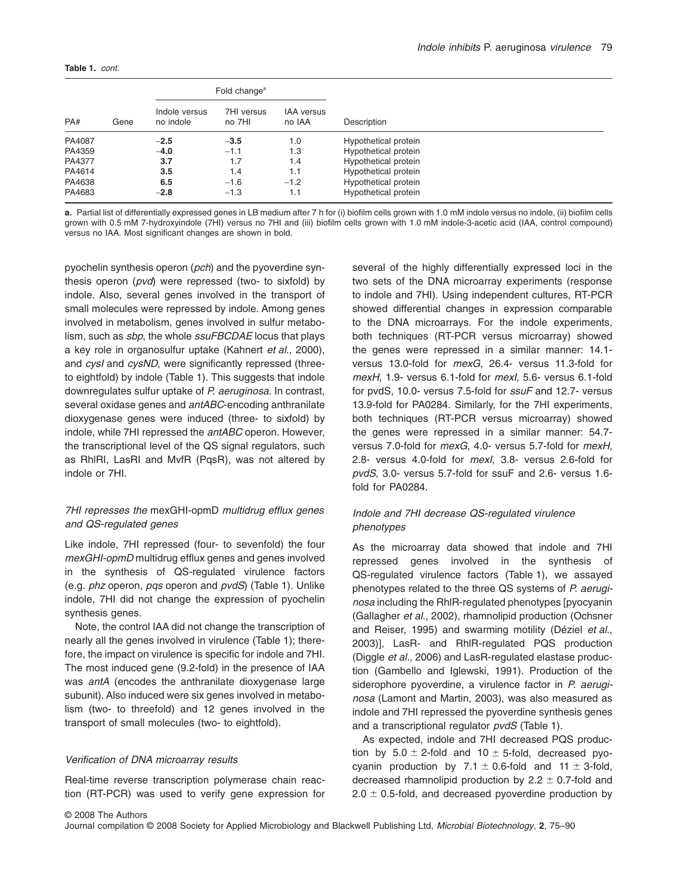**Table 1.** *cont.*

| PA# | Gene | Fold change[a] | | | Description |
|---|---|---|---|---|---|
| | | Indole versus no indole | 7HI versus no 7HI | IAA versus no IAA | |
| PA4087 | | **−2.5** | **−3.5** | 1.0 | Hypothetical protein |
| PA4359 | | **−4.0** | −1.1 | 1.3 | Hypothetical protein |
| PA4377 | | **3.7** | 1.7 | 1.4 | Hypothetical protein |
| PA4614 | | **3.5** | 1.4 | 1.1 | Hypothetical protein |
| PA4638 | | **6.5** | −1.6 | −1.2 | Hypothetical protein |
| PA4683 | | **−2.8** | −1.3 | 1.1 | Hypothetical protein |

**a.** Partial list of differentially expressed genes in LB medium after 7 h for (i) biofilm cells grown with 1.0 mM indole versus no indole, (ii) biofilm cells grown with 0.5 mM 7-hydroxyindole (7HI) versus no 7HI and (iii) biofilm cells grown with 1.0 mM indole-3-acetic acid (IAA, control compound) versus no IAA. Most significant changes are shown in bold.

pyochelin synthesis operon (*pch*) and the pyoverdine synthesis operon (*pvd*) were repressed (two- to sixfold) by indole. Also, several genes involved in the transport of small molecules were repressed by indole. Among genes involved in metabolism, genes involved in sulfur metabolism, such as *sbp*, the whole *ssuFBCDAE* locus that plays a key role in organosulfur uptake (Kahnert *et al*., 2000), and *cysI* and *cysND*, were significantly repressed (three- to eightfold) by indole (Table 1). This suggests that indole downregulates sulfur uptake of *P. aeruginosa*. In contrast, several oxidase genes and *antABC*-encoding anthranilate dioxygenase genes were induced (three- to sixfold) by indole, while 7HI repressed the *antABC* operon. However, the transcriptional level of the QS signal regulators, such as RhlRI, LasRI and MvfR (PqsR), was not altered by indole or 7HI.

### *7HI represses the* mexGHI-opmD *multidrug efflux genes and QS-regulated genes*

Like indole, 7HI repressed (four- to sevenfold) the four *mexGHI-opmD* multidrug efflux genes and genes involved in the synthesis of QS-regulated virulence factors (e.g. *phz* operon, *pqs* operon and *pvdS*) (Table 1). Unlike indole, 7HI did not change the expression of pyochelin synthesis genes.

Note, the control IAA did not change the transcription of nearly all the genes involved in virulence (Table 1); therefore, the impact on virulence is specific for indole and 7HI. The most induced gene (9.2-fold) in the presence of IAA was *antA* (encodes the anthranilate dioxygenase large subunit). Also induced were six genes involved in metabolism (two- to threefold) and 12 genes involved in the transport of small molecules (two- to eightfold).

### *Verification of DNA microarray results*

Real-time reverse transcription polymerase chain reaction (RT-PCR) was used to verify gene expression for several of the highly differentially expressed loci in the two sets of the DNA microarray experiments (response to indole and 7HI). Using independent cultures, RT-PCR showed differential changes in expression comparable to the DNA microarrays. For the indole experiments, both techniques (RT-PCR versus microarray) showed the genes were repressed in a similar manner: 14.1- versus 13.0-fold for *mexG*, 26.4- versus 11.3-fold for *mexH*, 1.9- versus 6.1-fold for *mexI*, 5.6- versus 6.1-fold for pvdS, 10.0- versus 7.5-fold for *ssuF* and 12.7- versus 13.9-fold for PA0284. Similarly, for the 7HI experiments, both techniques (RT-PCR versus microarray) showed the genes were repressed in a similar manner: 54.7- versus 7.0-fold for *mexG*, 4.0- versus 5.7-fold for *mexH*, 2.8- versus 4.0-fold for *mexI*, 3.8- versus 2.6-fold for *pvdS*, 3.0- versus 5.7-fold for ssuF and 2.6- versus 1.6-fold for PA0284.

### *Indole and 7HI decrease QS-regulated virulence phenotypes*

As the microarray data showed that indole and 7HI repressed genes involved in the synthesis of QS-regulated virulence factors (Table 1), we assayed phenotypes related to the three QS systems of *P. aeruginosa* including the RhlR-regulated phenotypes [pyocyanin (Gallagher *et al*., 2002), rhamnolipid production (Ochsner and Reiser, 1995) and swarming motility (Déziel *et al*., 2003)], LasR- and RhlR-regulated PQS production (Diggle *et al*., 2006) and LasR-regulated elastase production (Gambello and Iglewski, 1991). Production of the siderophore pyoverdine, a virulence factor in *P. aeruginosa* (Lamont and Martin, 2003), was also measured as indole and 7HI repressed the pyoverdine synthesis genes and a transcriptional regulator *pvdS* (Table 1).

As expected, indole and 7HI decreased PQS production by $5.0 \pm 2$-fold and $10 \pm 5$-fold, decreased pyocyanin production by $7.1 \pm 0.6$-fold and $11 \pm 3$-fold, decreased rhamnolipid production by $2.2 \pm 0.7$-fold and $2.0 \pm 0.5$-fold, and decreased pyoverdine production by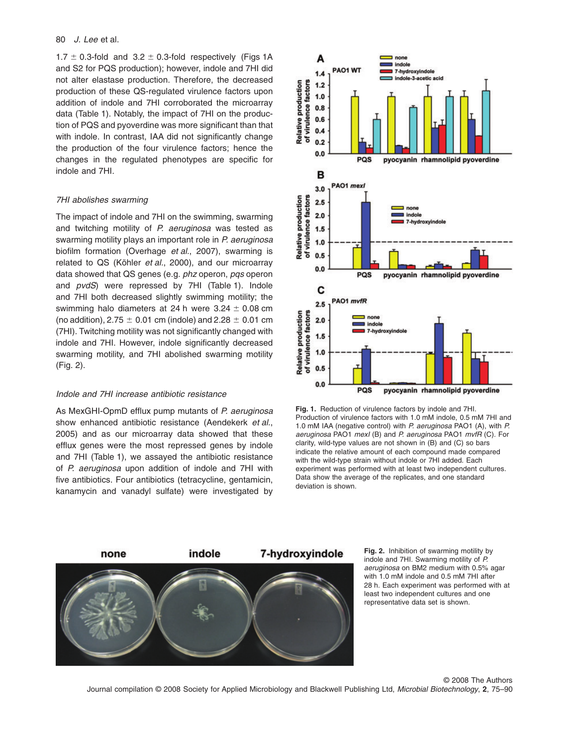1.7 ± 0.3-fold and 3.2 ± 0.3-fold respectively (Figs 1A and S2 for PQS production); however, indole and 7HI did not alter elastase production. Therefore, the decreased production of these QS-regulated virulence factors upon addition of indole and 7HI corroborated the microarray data (Table 1). Notably, the impact of 7HI on the production of PQS and pyoverdine was more significant than that with indole. In contrast, IAA did not significantly change the production of the four virulence factors; hence the changes in the regulated phenotypes are specific for indole and 7HI.

### *7HI abolishes swarming*

The impact of indole and 7HI on the swimming, swarming and twitching motility of *P. aeruginosa* was tested as swarming motility plays an important role in *P. aeruginosa* biofilm formation (Overhage *et al.*, 2007), swarming is related to QS (Köhler *et al.*, 2000), and our microarray data showed that QS genes (e.g. *phz* operon, *pqs* operon and *pvdS*) were repressed by 7HI (Table 1). Indole and 7HI both decreased slightly swimming motility; the swimming halo diameters at 24 h were 3.24 ± 0.08 cm (no addition), 2.75 ± 0.01 cm (indole) and 2.28 ± 0.01 cm (7HI). Twitching motility was not significantly changed with indole and 7HI. However, indole significantly decreased swarming motility, and 7HI abolished swarming motility (Fig. 2).

### *Indole and 7HI increase antibiotic resistance*

As MexGHI-OpmD efflux pump mutants of *P. aeruginosa* show enhanced antibiotic resistance (Aendekerk *et al.*, 2005) and as our microarray data showed that these efflux genes were the most repressed genes by indole and 7HI (Table 1), we assayed the antibiotic resistance of *P. aeruginosa* upon addition of indole and 7HI with five antibiotics. Four antibiotics (tetracycline, gentamicin, kanamycin and vanadyl sulfate) were investigated by

**Fig. 1.** Reduction of virulence factors by indole and 7HI. Production of virulence factors with 1.0 mM indole, 0.5 mM 7HI and 1.0 mM IAA (negative control) with *P. aeruginosa* PAO1 (A), with *P. aeruginosa* PAO1 *mexI* (B) and *P. aeruginosa* PAO1 *mvfR* (C). For clarity, wild-type values are not shown in (B) and (C) so bars indicate the relative amount of each compound made compared with the wild-type strain without indole or 7HI added. Each experiment was performed with at least two independent cultures. Data show the average of the replicates, and one standard deviation is shown.

**Fig. 2.** Inhibition of swarming motility by indole and 7HI. Swarming motility of *P. aeruginosa* on BM2 medium with 0.5% agar with 1.0 mM indole and 0.5 mM 7HI after 28 h. Each experiment was performed with at least two independent cultures and one representative data set is shown.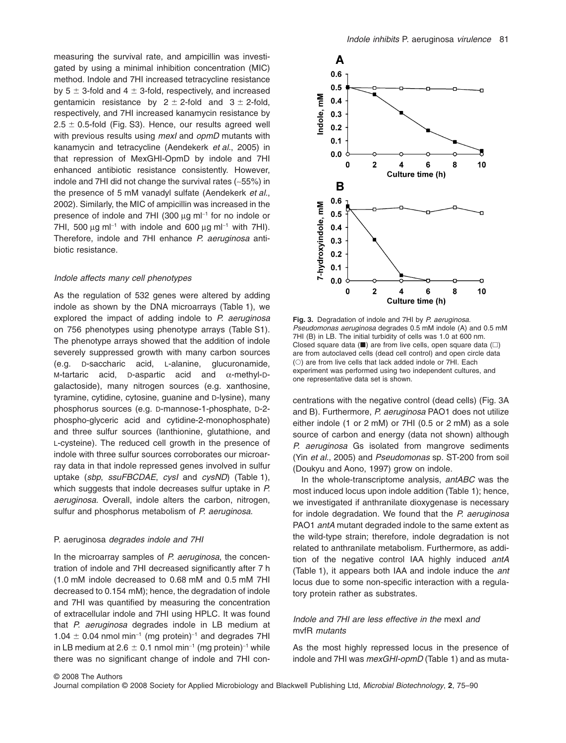measuring the survival rate, and ampicillin was investigated by using a minimal inhibition concentration (MIC) method. Indole and 7HI increased tetracycline resistance by $5 \pm 3$-fold and $4 \pm 3$-fold, respectively, and increased gentamicin resistance by $2 \pm 2$-fold and $3 \pm 2$-fold, respectively, and 7HI increased kanamycin resistance by $2.5 \pm 0.5$-fold (Fig. S3). Hence, our results agreed well with previous results using *mexI* and *opmD* mutants with kanamycin and tetracycline (Aendekerk *et al*., 2005) in that repression of MexGHI-OpmD by indole and 7HI enhanced antibiotic resistance consistently. However, indole and 7HI did not change the survival rates (~55%) in the presence of 5 mM vanadyl sulfate (Aendekerk *et al*., 2002). Similarly, the MIC of ampicillin was increased in the presence of indole and 7HI (300 μg ml$^{-1}$ for no indole or 7HI, 500 μg ml$^{-1}$ with indole and 600 μg ml$^{-1}$ with 7HI). Therefore, indole and 7HI enhance *P. aeruginosa* antibiotic resistance.

### *Indole affects many cell phenotypes*

As the regulation of 532 genes were altered by adding indole as shown by the DNA microarrays (Table 1), we explored the impact of adding indole to *P. aeruginosa* on 756 phenotypes using phenotype arrays (Table S1). The phenotype arrays showed that the addition of indole severely suppressed growth with many carbon sources (e.g. D-saccharic acid, L-alanine, glucuronamide, M-tartaric acid, D-aspartic acid and α-methyl-D-galactoside), many nitrogen sources (e.g. xanthosine, tyramine, cytidine, cytosine, guanine and D-lysine), many phosphorus sources (e.g. D-mannose-1-phosphate, D-2-phospho-glyceric acid and cytidine-2-monophosphate) and three sulfur sources (lanthionine, glutathione, and L-cysteine). The reduced cell growth in the presence of indole with three sulfur sources corroborates our microarray data in that indole repressed genes involved in sulfur uptake (*sbp*, *ssuFBCDAE*, *cysI* and *cysND*) (Table 1), which suggests that indole decreases sulfur uptake in *P. aeruginosa*. Overall, indole alters the carbon, nitrogen, sulfur and phosphorus metabolism of *P. aeruginosa*.

### P. aeruginosa *degrades indole and 7HI*

In the microarray samples of *P. aeruginosa*, the concentration of indole and 7HI decreased significantly after 7 h (1.0 mM indole decreased to 0.68 mM and 0.5 mM 7HI decreased to 0.154 mM); hence, the degradation of indole and 7HI was quantified by measuring the concentration of extracellular indole and 7HI using HPLC. It was found that *P. aeruginosa* degrades indole in LB medium at $1.04 \pm 0.04$ nmol min$^{-1}$ (mg protein)$^{-1}$ and degrades 7HI in LB medium at $2.6 \pm 0.1$ nmol min$^{-1}$ (mg protein)$^{-1}$ while there was no significant change of indole and 7HI concentrations with the negative control (dead cells) (Fig. 3A and B). Furthermore, *P. aeruginosa* PAO1 does not utilize either indole (1 or 2 mM) or 7HI (0.5 or 2 mM) as a sole source of carbon and energy (data not shown) although *P. aeruginosa* Gs isolated from mangrove sediments (Yin *et al*., 2005) and *Pseudomonas* sp. ST-200 from soil (Doukyu and Aono, 1997) grow on indole.

**Fig. 3.** Degradation of indole and 7HI by *P. aeruginosa*. *Pseudomonas aeruginosa* degrades 0.5 mM indole (A) and 0.5 mM 7HI (B) in LB. The initial turbidity of cells was 1.0 at 600 nm. Closed square data (■) are from live cells, open square data (□) are from autoclaved cells (dead cell control) and open circle data (○) are from live cells that lack added indole or 7HI. Each experiment was performed using two independent cultures, and one representative data set is shown.

In the whole-transcriptome analysis, *antABC* was the most induced locus upon indole addition (Table 1); hence, we investigated if anthranilate dioxygenase is necessary for indole degradation. We found that the *P. aeruginosa* PAO1 *antA* mutant degraded indole to the same extent as the wild-type strain; therefore, indole degradation is not related to anthranilate metabolism. Furthermore, as addition of the negative control IAA highly induced *antA* (Table 1), it appears both IAA and indole induce the *ant* locus due to some non-specific interaction with a regulatory protein rather as substrates.

### *Indole and 7HI are less effective in the* mexI *and* mvfR *mutants*

As the most highly repressed locus in the presence of indole and 7HI was *mexGHI-opmD* (Table 1) and as muta-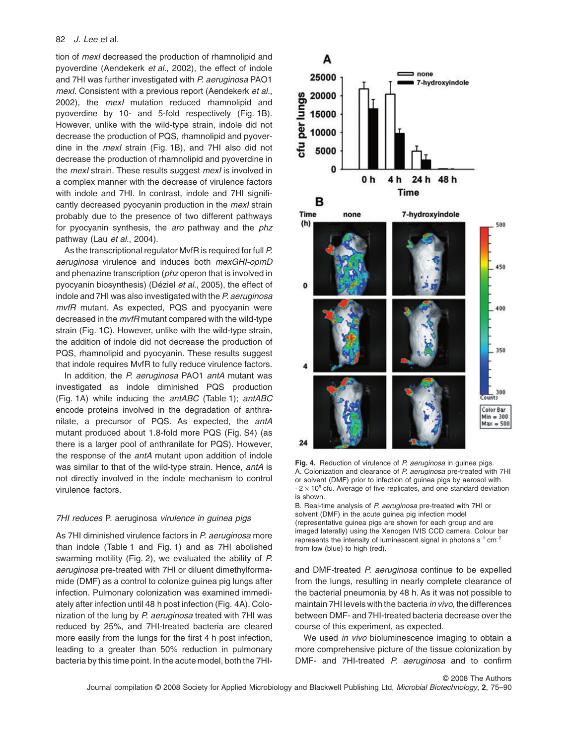tion of *mexI* decreased the production of rhamnolipid and pyoverdine (Aendekerk *et al.*, 2002), the effect of indole and 7HI was further investigated with *P. aeruginosa* PAO1 *mexI*. Consistent with a previous report (Aendekerk *et al.*, 2002), the *mexI* mutation reduced rhamnolipid and pyoverdine by 10- and 5-fold respectively (Fig. 1B). However, unlike with the wild-type strain, indole did not decrease the production of PQS, rhamnolipid and pyoverdine in the *mexI* strain (Fig. 1B), and 7HI also did not decrease the production of rhamnolipid and pyoverdine in the *mexI* strain. These results suggest *mexI* is involved in a complex manner with the decrease of virulence factors with indole and 7HI. In contrast, indole and 7HI significantly decreased pyocyanin production in the *mexI* strain probably due to the presence of two different pathways for pyocyanin synthesis, the *aro* pathway and the *phz* pathway (Lau *et al.*, 2004).

As the transcriptional regulator MvfR is required for full *P. aeruginosa* virulence and induces both *mexGHI-opmD* and phenazine transcription (*phz* operon that is involved in pyocyanin biosynthesis) (Déziel *et al.*, 2005), the effect of indole and 7HI was also investigated with the *P. aeruginosa mvfR* mutant. As expected, PQS and pyocyanin were decreased in the *mvfR* mutant compared with the wild-type strain (Fig. 1C). However, unlike with the wild-type strain, the addition of indole did not decrease the production of PQS, rhamnolipid and pyocyanin. These results suggest that indole requires MvfR to fully reduce virulence factors.

In addition, the *P. aeruginosa* PAO1 *antA* mutant was investigated as indole diminished PQS production (Fig. 1A) while inducing the *antABC* (Table 1); *antABC* encode proteins involved in the degradation of anthranilate, a precursor of PQS. As expected, the *antA* mutant produced about 1.8-fold more PQS (Fig. S4) (as there is a larger pool of anthranilate for PQS). However, the response of the *antA* mutant upon addition of indole was similar to that of the wild-type strain. Hence, *antA* is not directly involved in the indole mechanism to control virulence factors.

### *7HI reduces* P. aeruginosa *virulence in guinea pigs*

As 7HI diminished virulence factors in *P. aeruginosa* more than indole (Table 1 and Fig. 1) and as 7HI abolished swarming motility (Fig. 2), we evaluated the ability of *P. aeruginosa* pre-treated with 7HI or diluent dimethylformamide (DMF) as a control to colonize guinea pig lungs after infection. Pulmonary colonization was examined immediately after infection until 48 h post infection (Fig. 4A). Colonization of the lung by *P. aeruginosa* treated with 7HI was reduced by 25%, and 7HI-treated bacteria are cleared more easily from the lungs for the first 4 h post infection, leading to a greater than 50% reduction in pulmonary bacteria by this time point. In the acute model, both the 7HI- and DMF-treated *P. aeruginosa* continue to be expelled from the lungs, resulting in nearly complete clearance of the bacterial pneumonia by 48 h. As it was not possible to maintain 7HI levels with the bacteria *in vivo*, the differences between DMF- and 7HI-treated bacteria decrease over the course of this experiment, as expected.

We used *in vivo* bioluminescence imaging to obtain a more comprehensive picture of the tissue colonization by DMF- and 7HI-treated *P. aeruginosa* and to confirm

**Fig. 4.** Reduction of virulence of *P. aeruginosa* in guinea pigs.
A. Colonization and clearance of *P. aeruginosa* pre-treated with 7HI or solvent (DMF) prior to infection of guinea pigs by aerosol with ~$2 \times 10^5$ cfu. Average of five replicates, and one standard deviation is shown.
B. Real-time analysis of *P. aeruginosa* pre-treated with 7HI or solvent (DMF) in the acute guinea pig infection model (representative guinea pigs are shown for each group and are imaged laterally) using the Xenogen IVIS CCD camera. Colour bar represents the intensity of luminescent signal in photons $s^{-1}$ $cm^{-2}$ from low (blue) to high (red).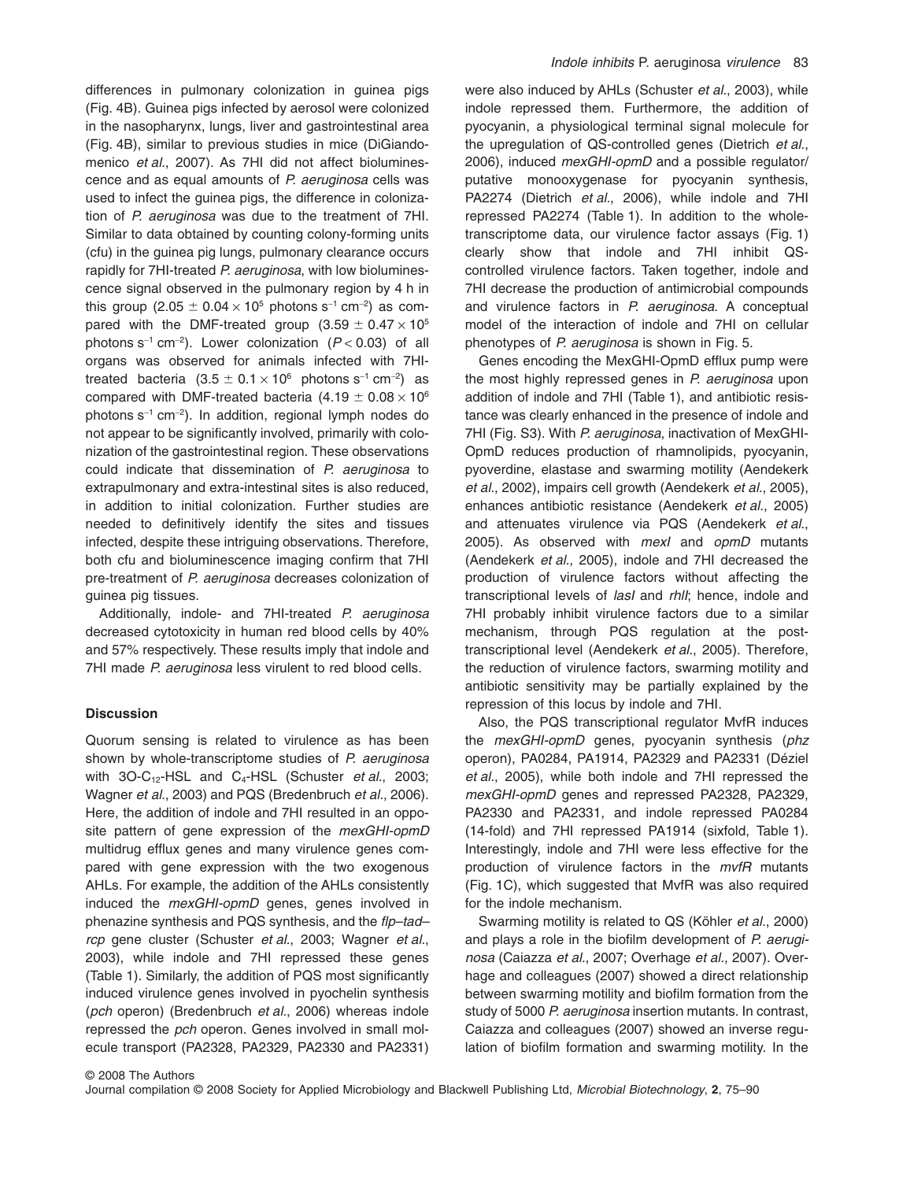differences in pulmonary colonization in guinea pigs (Fig. 4B). Guinea pigs infected by aerosol were colonized in the nasopharynx, lungs, liver and gastrointestinal area (Fig. 4B), similar to previous studies in mice (DiGiandomenico *et al*., 2007). As 7HI did not affect bioluminescence and as equal amounts of *P. aeruginosa* cells was used to infect the guinea pigs, the difference in colonization of *P. aeruginosa* was due to the treatment of 7HI. Similar to data obtained by counting colony-forming units (cfu) in the guinea pig lungs, pulmonary clearance occurs rapidly for 7HI-treated *P. aeruginosa*, with low bioluminescence signal observed in the pulmonary region by 4 h in this group ($2.05 \pm 0.04 \times 10^5$ photons $s^{-1}$ $cm^{-2}$) as compared with the DMF-treated group ($3.59 \pm 0.47 \times 10^5$ photons $s^{-1}$ $cm^{-2}$). Lower colonization ($P < 0.03$) of all organs was observed for animals infected with 7HI-treated bacteria ($3.5 \pm 0.1 \times 10^6$ photons $s^{-1}$ $cm^{-2}$) as compared with DMF-treated bacteria ($4.19 \pm 0.08 \times 10^6$ photons $s^{-1}$ $cm^{-2}$). In addition, regional lymph nodes do not appear to be significantly involved, primarily with colonization of the gastrointestinal region. These observations could indicate that dissemination of *P. aeruginosa* to extrapulmonary and extra-intestinal sites is also reduced, in addition to initial colonization. Further studies are needed to definitively identify the sites and tissues infected, despite these intriguing observations. Therefore, both cfu and bioluminescence imaging confirm that 7HI pre-treatment of *P. aeruginosa* decreases colonization of guinea pig tissues.

Additionally, indole- and 7HI-treated *P. aeruginosa* decreased cytotoxicity in human red blood cells by 40% and 57% respectively. These results imply that indole and 7HI made *P. aeruginosa* less virulent to red blood cells.

## Discussion

Quorum sensing is related to virulence as has been shown by whole-transcriptome studies of *P. aeruginosa* with 3O-$C_{12}$-HSL and $C_4$-HSL (Schuster *et al*., 2003; Wagner *et al*., 2003) and PQS (Bredenbruch *et al*., 2006). Here, the addition of indole and 7HI resulted in an opposite pattern of gene expression of the *mexGHI-opmD* multidrug efflux genes and many virulence genes compared with gene expression with the two exogenous AHLs. For example, the addition of the AHLs consistently induced the *mexGHI-opmD* genes, genes involved in phenazine synthesis and PQS synthesis, and the *flp–tad–rcp* gene cluster (Schuster *et al*., 2003; Wagner *et al*., 2003), while indole and 7HI repressed these genes (Table 1). Similarly, the addition of PQS most significantly induced virulence genes involved in pyochelin synthesis (*pch* operon) (Bredenbruch *et al*., 2006) whereas indole repressed the *pch* operon. Genes involved in small molecule transport (PA2328, PA2329, PA2330 and PA2331) were also induced by AHLs (Schuster *et al*., 2003), while indole repressed them. Furthermore, the addition of pyocyanin, a physiological terminal signal molecule for the upregulation of QS-controlled genes (Dietrich *et al*., 2006), induced *mexGHI-opmD* and a possible regulator/putative monooxygenase for pyocyanin synthesis, PA2274 (Dietrich *et al*., 2006), while indole and 7HI repressed PA2274 (Table 1). In addition to the whole-transcriptome data, our virulence factor assays (Fig. 1) clearly show that indole and 7HI inhibit QS-controlled virulence factors. Taken together, indole and 7HI decrease the production of antimicrobial compounds and virulence factors in *P. aeruginosa*. A conceptual model of the interaction of indole and 7HI on cellular phenotypes of *P. aeruginosa* is shown in Fig. 5.

Genes encoding the MexGHI-OpmD efflux pump were the most highly repressed genes in *P. aeruginosa* upon addition of indole and 7HI (Table 1), and antibiotic resistance was clearly enhanced in the presence of indole and 7HI (Fig. S3). With *P. aeruginosa*, inactivation of MexGHI-OpmD reduces production of rhamnolipids, pyocyanin, pyoverdine, elastase and swarming motility (Aendekerk *et al*., 2002), impairs cell growth (Aendekerk *et al*., 2005), enhances antibiotic resistance (Aendekerk *et al*., 2005) and attenuates virulence via PQS (Aendekerk *et al*., 2005). As observed with *mexI* and *opmD* mutants (Aendekerk *et al*., 2005), indole and 7HI decreased the production of virulence factors without affecting the transcriptional levels of *lasI* and *rhlI*; hence, indole and 7HI probably inhibit virulence factors due to a similar mechanism, through PQS regulation at the post-transcriptional level (Aendekerk *et al*., 2005). Therefore, the reduction of virulence factors, swarming motility and antibiotic sensitivity may be partially explained by the repression of this locus by indole and 7HI.

Also, the PQS transcriptional regulator MvfR induces the *mexGHI-opmD* genes, pyocyanin synthesis (*phz* operon), PA0284, PA1914, PA2329 and PA2331 (Déziel *et al*., 2005), while both indole and 7HI repressed the *mexGHI-opmD* genes and repressed PA2328, PA2329, PA2330 and PA2331, and indole repressed PA0284 (14-fold) and 7HI repressed PA1914 (sixfold, Table 1). Interestingly, indole and 7HI were less effective for the production of virulence factors in the *mvfR* mutants (Fig. 1C), which suggested that MvfR was also required for the indole mechanism.

Swarming motility is related to QS (Köhler *et al*., 2000) and plays a role in the biofilm development of *P. aeruginosa* (Caiazza *et al*., 2007; Overhage *et al*., 2007). Overhage and colleagues (2007) showed a direct relationship between swarming motility and biofilm formation from the study of 5000 *P. aeruginosa* insertion mutants. In contrast, Caiazza and colleagues (2007) showed an inverse regulation of biofilm formation and swarming motility. In the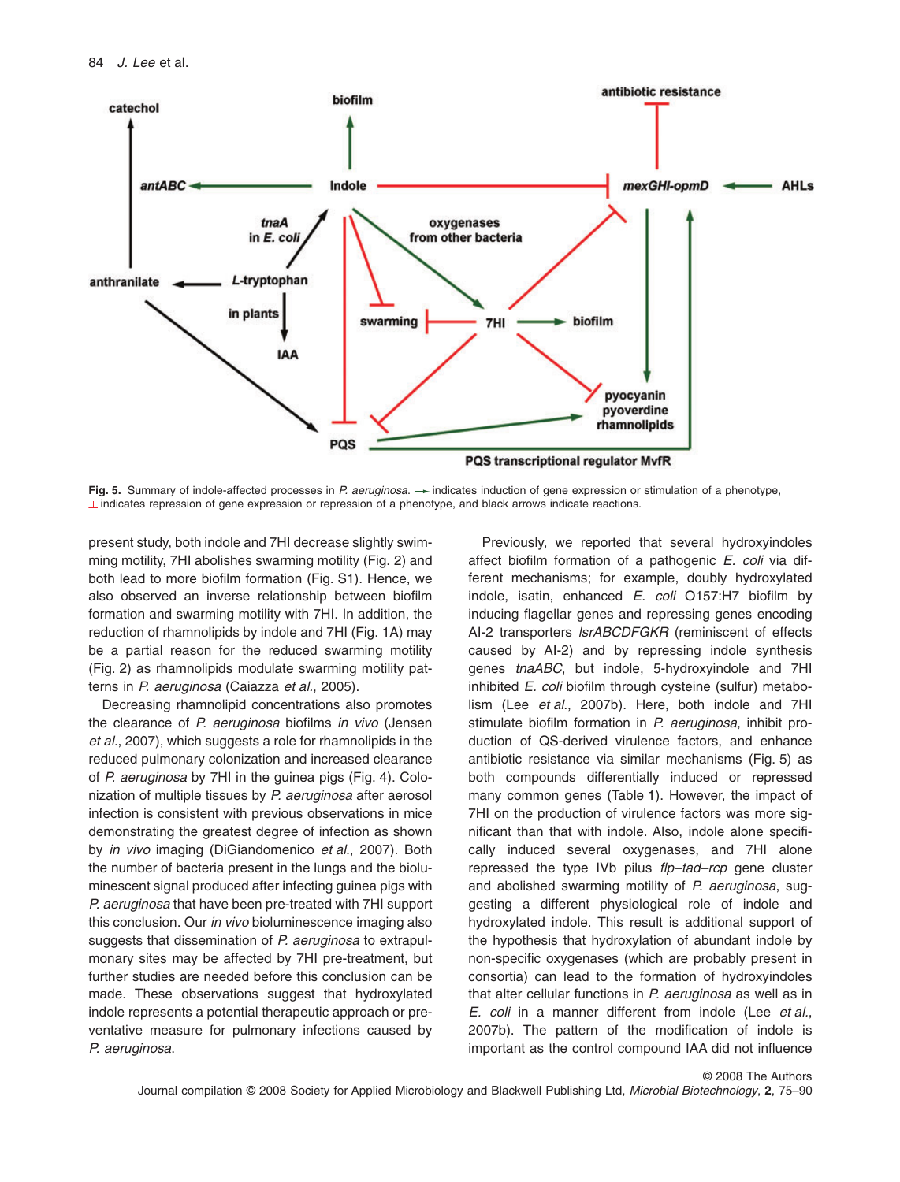**Fig. 5.** Summary of indole-affected processes in *P. aeruginosa*. → indicates induction of gene expression or stimulation of a phenotype, ⊥ indicates repression of gene expression or repression of a phenotype, and black arrows indicate reactions.

present study, both indole and 7HI decrease slightly swimming motility, 7HI abolishes swarming motility (Fig. 2) and both lead to more biofilm formation (Fig. S1). Hence, we also observed an inverse relationship between biofilm formation and swarming motility with 7HI. In addition, the reduction of rhamnolipids by indole and 7HI (Fig. 1A) may be a partial reason for the reduced swarming motility (Fig. 2) as rhamnolipids modulate swarming motility patterns in *P. aeruginosa* (Caiazza *et al*., 2005).

Decreasing rhamnolipid concentrations also promotes the clearance of *P. aeruginosa* biofilms *in vivo* (Jensen *et al*., 2007), which suggests a role for rhamnolipids in the reduced pulmonary colonization and increased clearance of *P. aeruginosa* by 7HI in the guinea pigs (Fig. 4). Colonization of multiple tissues by *P. aeruginosa* after aerosol infection is consistent with previous observations in mice demonstrating the greatest degree of infection as shown by *in vivo* imaging (DiGiandomenico *et al*., 2007). Both the number of bacteria present in the lungs and the bioluminescent signal produced after infecting guinea pigs with *P. aeruginosa* that have been pre-treated with 7HI support this conclusion. Our *in vivo* bioluminescence imaging also suggests that dissemination of *P. aeruginosa* to extrapulmonary sites may be affected by 7HI pre-treatment, but further studies are needed before this conclusion can be made. These observations suggest that hydroxylated indole represents a potential therapeutic approach or preventative measure for pulmonary infections caused by *P. aeruginosa*.

Previously, we reported that several hydroxyindoles affect biofilm formation of a pathogenic *E. coli* via different mechanisms; for example, doubly hydroxylated indole, isatin, enhanced *E. coli* O157:H7 biofilm by inducing flagellar genes and repressing genes encoding AI-2 transporters *lsrABCDFGKR* (reminiscent of effects caused by AI-2) and by repressing indole synthesis genes *tnaABC*, but indole, 5-hydroxyindole and 7HI inhibited *E. coli* biofilm through cysteine (sulfur) metabolism (Lee *et al*., 2007b). Here, both indole and 7HI stimulate biofilm formation in *P. aeruginosa*, inhibit production of QS-derived virulence factors, and enhance antibiotic resistance via similar mechanisms (Fig. 5) as both compounds differentially induced or repressed many common genes (Table 1). However, the impact of 7HI on the production of virulence factors was more significant than that with indole. Also, indole alone specifically induced several oxygenases, and 7HI alone repressed the type IVb pilus *flp–tad–rcp* gene cluster and abolished swarming motility of *P. aeruginosa*, suggesting a different physiological role of indole and hydroxylated indole. This result is additional support of the hypothesis that hydroxylation of abundant indole by non-specific oxygenases (which are probably present in consortia) can lead to the formation of hydroxyindoles that alter cellular functions in *P. aeruginosa* as well as in *E. coli* in a manner different from indole (Lee *et al*., 2007b). The pattern of the modification of indole is important as the control compound IAA did not influence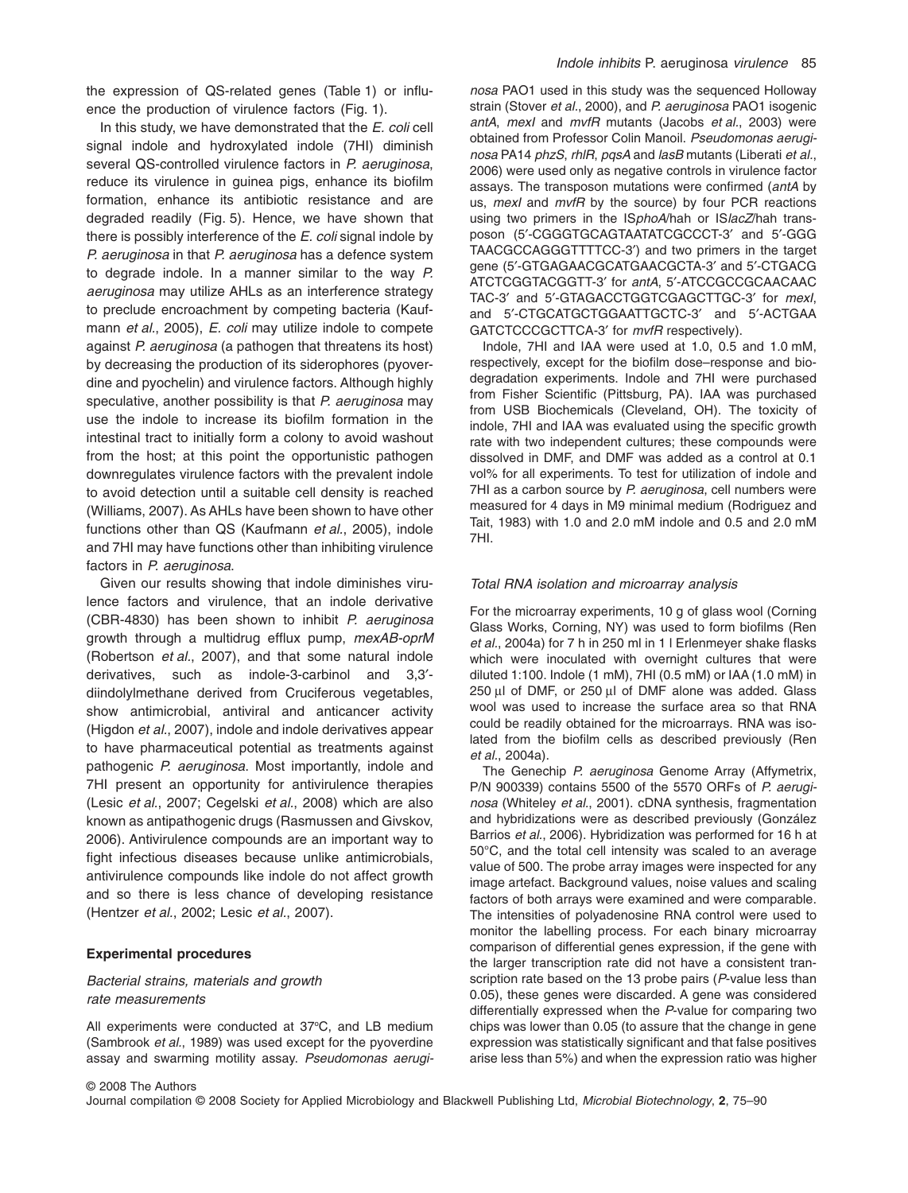the expression of QS-related genes (Table 1) or influence the production of virulence factors (Fig. 1).

In this study, we have demonstrated that the *E. coli* cell signal indole and hydroxylated indole (7HI) diminish several QS-controlled virulence factors in *P. aeruginosa*, reduce its virulence in guinea pigs, enhance its biofilm formation, enhance its antibiotic resistance and are degraded readily (Fig. 5). Hence, we have shown that there is possibly interference of the *E. coli* signal indole by *P. aeruginosa* in that *P. aeruginosa* has a defence system to degrade indole. In a manner similar to the way *P. aeruginosa* may utilize AHLs as an interference strategy to preclude encroachment by competing bacteria (Kaufmann *et al*., 2005), *E. coli* may utilize indole to compete against *P. aeruginosa* (a pathogen that threatens its host) by decreasing the production of its siderophores (pyoverdine and pyochelin) and virulence factors. Although highly speculative, another possibility is that *P. aeruginosa* may use the indole to increase its biofilm formation in the intestinal tract to initially form a colony to avoid washout from the host; at this point the opportunistic pathogen downregulates virulence factors with the prevalent indole to avoid detection until a suitable cell density is reached (Williams, 2007). As AHLs have been shown to have other functions other than QS (Kaufmann *et al*., 2005), indole and 7HI may have functions other than inhibiting virulence factors in *P. aeruginosa*.

Given our results showing that indole diminishes virulence factors and virulence, that an indole derivative (CBR-4830) has been shown to inhibit *P. aeruginosa* growth through a multidrug efflux pump, *mexAB-oprM* (Robertson *et al*., 2007), and that some natural indole derivatives, such as indole-3-carbinol and 3,3′-diindolylmethane derived from Cruciferous vegetables, show antimicrobial, antiviral and anticancer activity (Higdon *et al*., 2007), indole and indole derivatives appear to have pharmaceutical potential as treatments against pathogenic *P. aeruginosa*. Most importantly, indole and 7HI present an opportunity for antivirulence therapies (Lesic *et al*., 2007; Cegelski *et al*., 2008) which are also known as antipathogenic drugs (Rasmussen and Givskov, 2006). Antivirulence compounds are an important way to fight infectious diseases because unlike antimicrobials, antivirulence compounds like indole do not affect growth and so there is less chance of developing resistance (Hentzer *et al*., 2002; Lesic *et al*., 2007).

## Experimental procedures

### *Bacterial strains, materials and growth rate measurements*

All experiments were conducted at 37°C, and LB medium (Sambrook *et al*., 1989) was used except for the pyoverdine assay and swarming motility assay. *Pseudomonas aeruginosa* PAO1 used in this study was the sequenced Holloway strain (Stover *et al*., 2000), and *P. aeruginosa* PAO1 isogenic *antA*, *mexI* and *mvfR* mutants (Jacobs *et al*., 2003) were obtained from Professor Colin Manoil. *Pseudomonas aeruginosa* PA14 *phzS*, *rhlR*, *pqsA* and *lasB* mutants (Liberati *et al*., 2006) were used only as negative controls in virulence factor assays. The transposon mutations were confirmed (*antA* by us, *mexI* and *mvfR* by the source) by four PCR reactions using two primers in the IS*phoA*/hah or IS*lacZ*/hah transposon (5′-CGGGTGCAGTAATATCGCCCT-3′ and 5′-GGGTAACGCCAGGGTTTTCC-3′) and two primers in the target gene (5′-GTGAGAACGCATGAACGCTA-3′ and 5′-CTGACGATCTCGGTACGGTT-3′ for *antA*, 5′-ATCCGCCGCAACAACTAC-3′ and 5′-GTAGACCTGGTCGAGCTTGC-3′ for *mexI*, and 5′-CTGCATGCTGGAATTGCTC-3′ and 5′-ACTGAAGATCTCCCGCTTCA-3′ for *mvfR* respectively).

Indole, 7HI and IAA were used at 1.0, 0.5 and 1.0 mM, respectively, except for the biofilm dose–response and biodegradation experiments. Indole and 7HI were purchased from Fisher Scientific (Pittsburg, PA). IAA was purchased from USB Biochemicals (Cleveland, OH). The toxicity of indole, 7HI and IAA was evaluated using the specific growth rate with two independent cultures; these compounds were dissolved in DMF, and DMF was added as a control at 0.1 vol% for all experiments. To test for utilization of indole and 7HI as a carbon source by *P. aeruginosa*, cell numbers were measured for 4 days in M9 minimal medium (Rodriguez and Tait, 1983) with 1.0 and 2.0 mM indole and 0.5 and 2.0 mM 7HI.

### *Total RNA isolation and microarray analysis*

For the microarray experiments, 10 g of glass wool (Corning Glass Works, Corning, NY) was used to form biofilms (Ren *et al*., 2004a) for 7 h in 250 ml in 1 l Erlenmeyer shake flasks which were inoculated with overnight cultures that were diluted 1:100. Indole (1 mM), 7HI (0.5 mM) or IAA (1.0 mM) in 250 μl of DMF, or 250 μl of DMF alone was added. Glass wool was used to increase the surface area so that RNA could be readily obtained for the microarrays. RNA was isolated from the biofilm cells as described previously (Ren *et al*., 2004a).

The Genechip *P. aeruginosa* Genome Array (Affymetrix, P/N 900339) contains 5500 of the 5570 ORFs of *P. aeruginosa* (Whiteley *et al*., 2001). cDNA synthesis, fragmentation and hybridizations were as described previously (González Barrios *et al*., 2006). Hybridization was performed for 16 h at 50°C, and the total cell intensity was scaled to an average value of 500. The probe array images were inspected for any image artefact. Background values, noise values and scaling factors of both arrays were examined and were comparable. The intensities of polyadenosine RNA control were used to monitor the labelling process. For each binary microarray comparison of differential genes expression, if the gene with the larger transcription rate did not have a consistent transcription rate based on the 13 probe pairs ($P$-value less than 0.05), these genes were discarded. A gene was considered differentially expressed when the $P$-value for comparing two chips was lower than 0.05 (to assure that the change in gene expression was statistically significant and that false positives arise less than 5%) and when the expression ratio was higher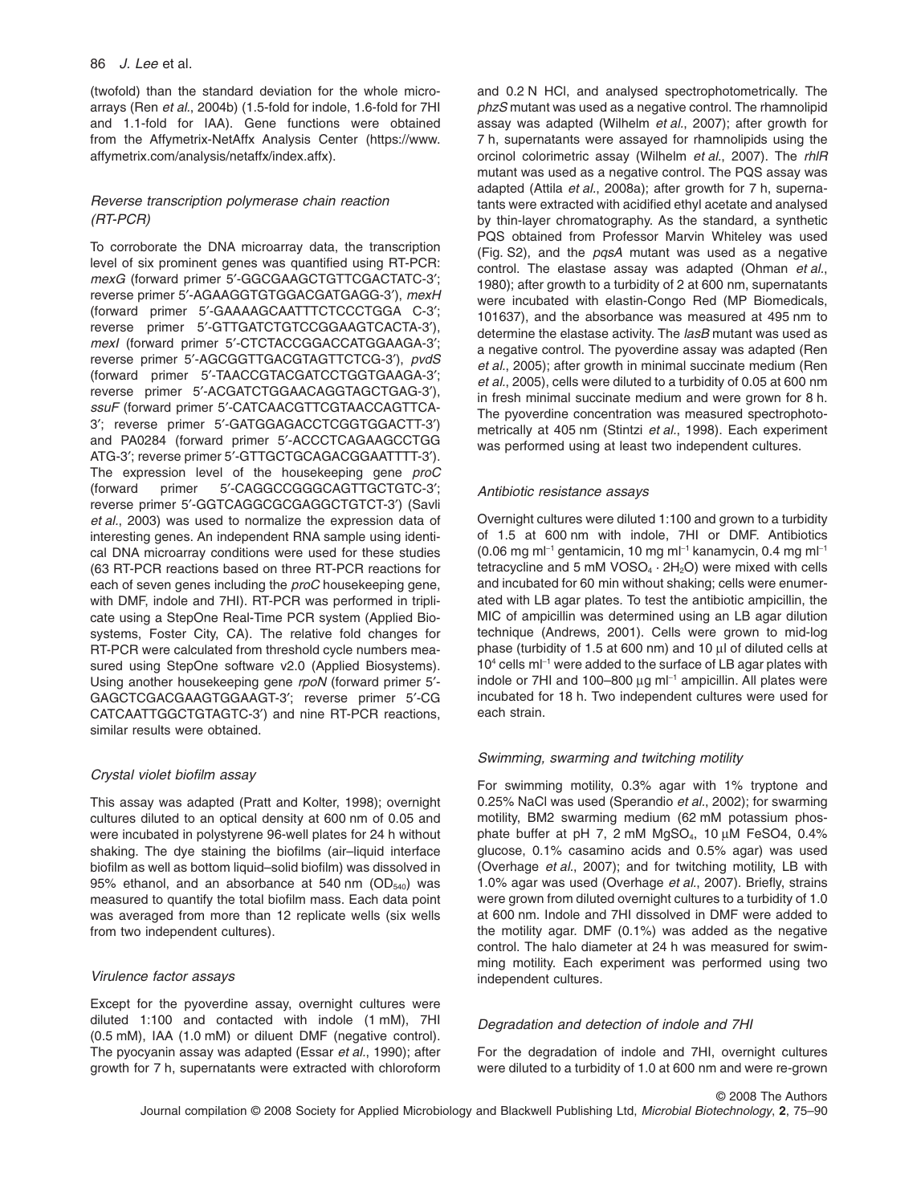(twofold) than the standard deviation for the whole microarrays (Ren *et al.*, 2004b) (1.5-fold for indole, 1.6-fold for 7HI and 1.1-fold for IAA). Gene functions were obtained from the Affymetrix-NetAffx Analysis Center (https://www.affymetrix.com/analysis/netaffx/index.affx).

### *Reverse transcription polymerase chain reaction (RT-PCR)*

To corroborate the DNA microarray data, the transcription level of six prominent genes was quantified using RT-PCR: *mexG* (forward primer 5′-GGCGAAGCTGTTCGACTATC-3′; reverse primer 5′-AGAAGGTGTGGACGATGAGG-3′), *mexH* (forward primer 5′-GAAAAGCAATTTCTCCCTGGA C-3′; reverse primer 5′-GTTGATCTGTCCGGAAGTCACTA-3′), *mexI* (forward primer 5′-CTCTACCGGACCATGGAAGA-3′; reverse primer 5′-AGCGGTTGACGTAGTTCTCG-3′), *pvdS* (forward primer 5′-TAACCGTACGATCCTGGTGAAGA-3′; reverse primer 5′-ACGATCTGGAACAGGTAGCTGAG-3′), *ssuF* (forward primer 5′-CATCAACGTTCGTAACCAGTTCA-3′; reverse primer 5′-GATGGAGACCTCGGTGGACTT-3′) and PA0284 (forward primer 5′-ACCCTCAGAAGCCTGG ATG-3′; reverse primer 5′-GTTGCTGCAGACGGAATTTT-3′). The expression level of the housekeeping gene *proC* (forward primer 5′-CAGGCCGGGCAGTTGCTGTC-3′; reverse primer 5′-GGTCAGGCGCGAGGCTGTCT-3′) (Savli *et al.*, 2003) was used to normalize the expression data of interesting genes. An independent RNA sample using identical DNA microarray conditions were used for these studies (63 RT-PCR reactions based on three RT-PCR reactions for each of seven genes including the *proC* housekeeping gene, with DMF, indole and 7HI). RT-PCR was performed in triplicate using a StepOne Real-Time PCR system (Applied Biosystems, Foster City, CA). The relative fold changes for RT-PCR were calculated from threshold cycle numbers measured using StepOne software v2.0 (Applied Biosystems). Using another housekeeping gene *rpoN* (forward primer 5′-GAGCTCGACGAAGTGGAAGT-3′; reverse primer 5′-CG CATCAATTGGCTGTAGTC-3′) and nine RT-PCR reactions, similar results were obtained.

### *Crystal violet biofilm assay*

This assay was adapted (Pratt and Kolter, 1998); overnight cultures diluted to an optical density at 600 nm of 0.05 and were incubated in polystyrene 96-well plates for 24 h without shaking. The dye staining the biofilms (air–liquid interface biofilm as well as bottom liquid–solid biofilm) was dissolved in 95% ethanol, and an absorbance at 540 nm ($OD_{540}$) was measured to quantify the total biofilm mass. Each data point was averaged from more than 12 replicate wells (six wells from two independent cultures).

### *Virulence factor assays*

Except for the pyoverdine assay, overnight cultures were diluted 1:100 and contacted with indole (1 mM), 7HI (0.5 mM), IAA (1.0 mM) or diluent DMF (negative control). The pyocyanin assay was adapted (Essar *et al.*, 1990); after growth for 7 h, supernatants were extracted with chloroform and 0.2 N HCl, and analysed spectrophotometrically. The *phzS* mutant was used as a negative control. The rhamnolipid assay was adapted (Wilhelm *et al.*, 2007); after growth for 7 h, supernatants were assayed for rhamnolipids using the orcinol colorimetric assay (Wilhelm *et al.*, 2007). The *rhlR* mutant was used as a negative control. The PQS assay was adapted (Attila *et al.*, 2008a); after growth for 7 h, supernatants were extracted with acidified ethyl acetate and analysed by thin-layer chromatography. As the standard, a synthetic PQS obtained from Professor Marvin Whiteley was used (Fig. S2), and the *pqsA* mutant was used as a negative control. The elastase assay was adapted (Ohman *et al.*, 1980); after growth to a turbidity of 2 at 600 nm, supernatants were incubated with elastin-Congo Red (MP Biomedicals, 101637), and the absorbance was measured at 495 nm to determine the elastase activity. The *lasB* mutant was used as a negative control. The pyoverdine assay was adapted (Ren *et al.*, 2005); after growth in minimal succinate medium (Ren *et al.*, 2005), cells were diluted to a turbidity of 0.05 at 600 nm in fresh minimal succinate medium and were grown for 8 h. The pyoverdine concentration was measured spectrophotometrically at 405 nm (Stintzi *et al.*, 1998). Each experiment was performed using at least two independent cultures.

### *Antibiotic resistance assays*

Overnight cultures were diluted 1:100 and grown to a turbidity of 1.5 at 600 nm with indole, 7HI or DMF. Antibiotics (0.06 mg ml$^{-1}$ gentamicin, 10 mg ml$^{-1}$ kanamycin, 0.4 mg ml$^{-1}$ tetracycline and 5 mM $VOSO_4 \cdot 2H_2O$) were mixed with cells and incubated for 60 min without shaking; cells were enumerated with LB agar plates. To test the antibiotic ampicillin, the MIC of ampicillin was determined using an LB agar dilution technique (Andrews, 2001). Cells were grown to mid-log phase (turbidity of 1.5 at 600 nm) and 10 μl of diluted cells at $10^4$ cells ml$^{-1}$ were added to the surface of LB agar plates with indole or 7HI and 100–800 μg ml$^{-1}$ ampicillin. All plates were incubated for 18 h. Two independent cultures were used for each strain.

### *Swimming, swarming and twitching motility*

For swimming motility, 0.3% agar with 1% tryptone and 0.25% NaCl was used (Sperandio *et al.*, 2002); for swarming motility, BM2 swarming medium (62 mM potassium phosphate buffer at pH 7, 2 mM $MgSO_4$, 10 μM FeSO4, 0.4% glucose, 0.1% casamino acids and 0.5% agar) was used (Overhage *et al.*, 2007); and for twitching motility, LB with 1.0% agar was used (Overhage *et al.*, 2007). Briefly, strains were grown from diluted overnight cultures to a turbidity of 1.0 at 600 nm. Indole and 7HI dissolved in DMF were added to the motility agar. DMF (0.1%) was added as the negative control. The halo diameter at 24 h was measured for swimming motility. Each experiment was performed using two independent cultures.

### *Degradation and detection of indole and 7HI*

For the degradation of indole and 7HI, overnight cultures were diluted to a turbidity of 1.0 at 600 nm and were re-grown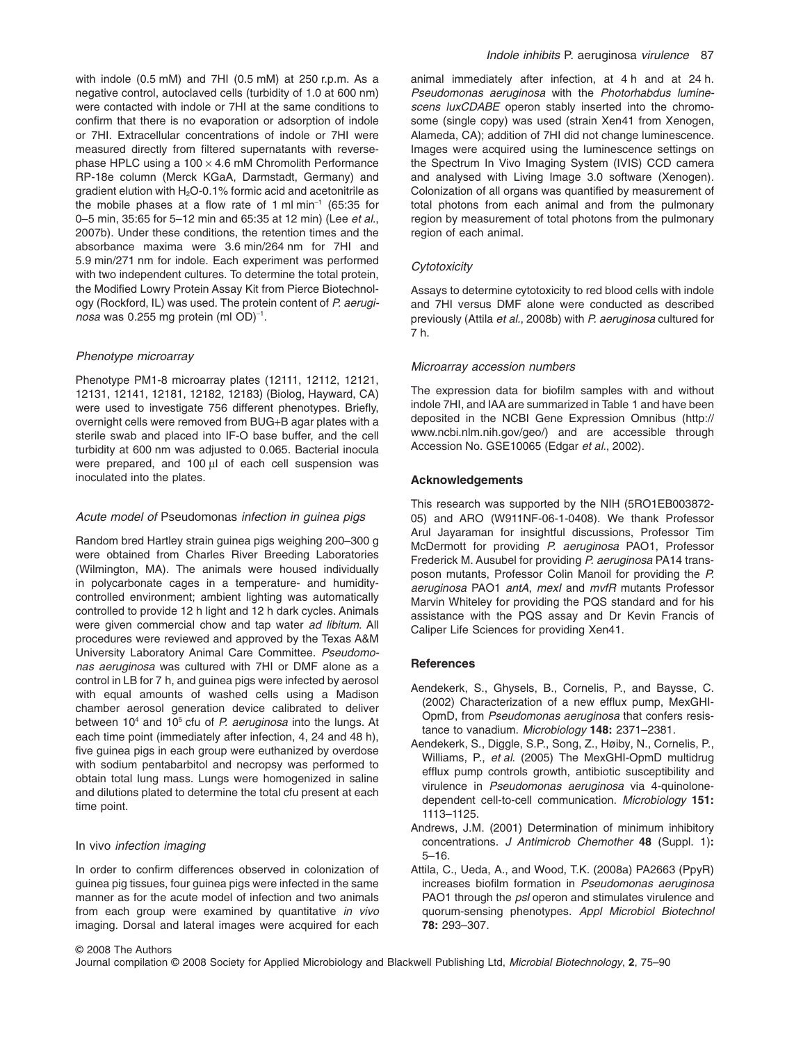with indole (0.5 mM) and 7HI (0.5 mM) at 250 r.p.m. As a negative control, autoclaved cells (turbidity of 1.0 at 600 nm) were contacted with indole or 7HI at the same conditions to confirm that there is no evaporation or adsorption of indole or 7HI. Extracellular concentrations of indole or 7HI were measured directly from filtered supernatants with reverse-phase HPLC using a 100 × 4.6 mM Chromolith Performance RP-18e column (Merck KGaA, Darmstadt, Germany) and gradient elution with $H_2O$-0.1% formic acid and acetonitrile as the mobile phases at a flow rate of 1 ml $min^{-1}$ (65:35 for 0–5 min, 35:65 for 5–12 min and 65:35 at 12 min) (Lee *et al*., 2007b). Under these conditions, the retention times and the absorbance maxima were 3.6 min/264 nm for 7HI and 5.9 min/271 nm for indole. Each experiment was performed with two independent cultures. To determine the total protein, the Modified Lowry Protein Assay Kit from Pierce Biotechnology (Rockford, IL) was used. The protein content of *P. aeruginosa* was 0.255 mg protein (ml $OD)^{-1}$.

### *Phenotype microarray*

Phenotype PM1-8 microarray plates (12111, 12112, 12121, 12131, 12141, 12181, 12182, 12183) (Biolog, Hayward, CA) were used to investigate 756 different phenotypes. Briefly, overnight cells were removed from BUG+B agar plates with a sterile swab and placed into IF-O base buffer, and the cell turbidity at 600 nm was adjusted to 0.065. Bacterial inocula were prepared, and 100 μl of each cell suspension was inoculated into the plates.

### *Acute model of* Pseudomonas *infection in guinea pigs*

Random bred Hartley strain guinea pigs weighing 200–300 g were obtained from Charles River Breeding Laboratories (Wilmington, MA). The animals were housed individually in polycarbonate cages in a temperature- and humidity-controlled environment; ambient lighting was automatically controlled to provide 12 h light and 12 h dark cycles. Animals were given commercial chow and tap water *ad libitum*. All procedures were reviewed and approved by the Texas A&M University Laboratory Animal Care Committee. *Pseudomonas aeruginosa* was cultured with 7HI or DMF alone as a control in LB for 7 h, and guinea pigs were infected by aerosol with equal amounts of washed cells using a Madison chamber aerosol generation device calibrated to deliver between $10^4$ and $10^5$ cfu of *P. aeruginosa* into the lungs. At each time point (immediately after infection, 4, 24 and 48 h), five guinea pigs in each group were euthanized by overdose with sodium pentabarbitol and necropsy was performed to obtain total lung mass. Lungs were homogenized in saline and dilutions plated to determine the total cfu present at each time point.

### In vivo *infection imaging*

In order to confirm differences observed in colonization of guinea pig tissues, four guinea pigs were infected in the same manner as for the acute model of infection and two animals from each group were examined by quantitative *in vivo* imaging. Dorsal and lateral images were acquired for each animal immediately after infection, at 4 h and at 24 h. *Pseudomonas aeruginosa* with the *Photorhabdus luminescens luxCDABE* operon stably inserted into the chromosome (single copy) was used (strain Xen41 from Xenogen, Alameda, CA); addition of 7HI did not change luminescence. Images were acquired using the luminescence settings on the Spectrum In Vivo Imaging System (IVIS) CCD camera and analysed with Living Image 3.0 software (Xenogen). Colonization of all organs was quantified by measurement of total photons from each animal and from the pulmonary region by measurement of total photons from the pulmonary region of each animal.

### *Cytotoxicity*

Assays to determine cytotoxicity to red blood cells with indole and 7HI versus DMF alone were conducted as described previously (Attila *et al*., 2008b) with *P. aeruginosa* cultured for 7 h.

### *Microarray accession numbers*

The expression data for biofilm samples with and without indole 7HI, and IAA are summarized in Table 1 and have been deposited in the NCBI Gene Expression Omnibus (http://www.ncbi.nlm.nih.gov/geo/) and are accessible through Accession No. GSE10065 (Edgar *et al*., 2002).

## **Acknowledgements**

This research was supported by the NIH (5RO1EB003872-05) and ARO (W911NF-06-1-0408). We thank Professor Arul Jayaraman for insightful discussions, Professor Tim McDermott for providing *P. aeruginosa* PAO1, Professor Frederick M. Ausubel for providing *P. aeruginosa* PA14 transposon mutants, Professor Colin Manoil for providing the *P. aeruginosa* PAO1 *antA*, *mexI* and *mvfR* mutants Professor Marvin Whiteley for providing the PQS standard and for his assistance with the PQS assay and Dr Kevin Francis of Caliper Life Sciences for providing Xen41.

## **References**

Aendekerk, S., Ghysels, B., Cornelis, P., and Baysse, C. (2002) Characterization of a new efflux pump, MexGHI-OpmD, from *Pseudomonas aeruginosa* that confers resistance to vanadium. *Microbiology* **148:** 2371–2381.

Aendekerk, S., Diggle, S.P., Song, Z., Høiby, N., Cornelis, P., Williams, P., *et al*. (2005) The MexGHI-OpmD multidrug efflux pump controls growth, antibiotic susceptibility and virulence in *Pseudomonas aeruginosa* via 4-quinolone-dependent cell-to-cell communication. *Microbiology* **151:** 1113–1125.

Andrews, J.M. (2001) Determination of minimum inhibitory concentrations. *J Antimicrob Chemother* **48** (Suppl. 1)**:** 5–16.

Attila, C., Ueda, A., and Wood, T.K. (2008a) PA2663 (PpyR) increases biofilm formation in *Pseudomonas aeruginosa* PAO1 through the *psl* operon and stimulates virulence and quorum-sensing phenotypes. *Appl Microbiol Biotechnol* **78:** 293–307.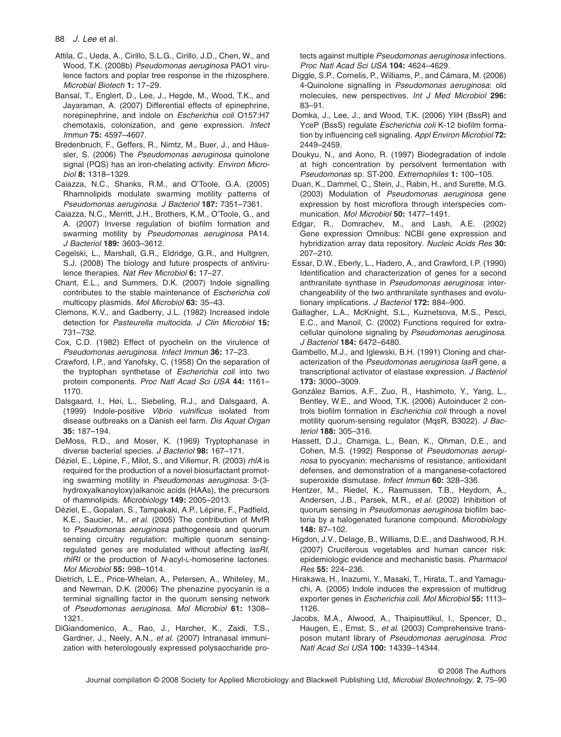Attila, C., Ueda, A., Cirillo, S.L.G., Cirillo, J.D., Chen, W., and Wood, T.K. (2008b) *Pseudomonas aeruginosa* PAO1 virulence factors and poplar tree response in the rhizosphere. *Microbial Biotech* **1:** 17–29.

Bansal, T., Englert, D., Lee, J., Hegde, M., Wood, T.K., and Jayaraman, A. (2007) Differential effects of epinephrine, norepinephrine, and indole on *Escherichia coli* O157:H7 chemotaxis, colonization, and gene expression. *Infect Immun* **75:** 4597–4607.

Bredenbruch, F., Geffers, R., Nimtz, M., Buer, J., and Häussler, S. (2006) The *Pseudomonas aeruginosa* quinolone signal (PQS) has an iron-chelating activity. *Environ Microbiol* **8:** 1318–1329.

Caiazza, N.C., Shanks, R.M., and O'Toole, G.A. (2005) Rhamnolipids modulate swarming motility patterns of *Pseudomonas aeruginosa*. *J Bacteriol* **187:** 7351–7361.

Caiazza, N.C., Merritt, J.H., Brothers, K.M., O'Toole, G., and A. (2007) Inverse regulation of biofilm formation and swarming motility by *Pseudomonas aeruginosa* PA14. *J Bacteriol* **189:** 3603–3612.

Cegelski, L., Marshall, G.R., Eldridge, G.R., and Hultgren, S.J. (2008) The biology and future prospects of antivirulence therapies. *Nat Rev Microbiol* **6:** 17–27.

Chant, E.L., and Summers, D.K. (2007) Indole signalling contributes to the stable maintenance of *Escherichia coli* multicopy plasmids. *Mol Microbiol* **63:** 35–43.

Clemons, K.V., and Gadberry, J.L. (1982) Increased indole detection for *Pasteurella multocida*. *J Clin Microbiol* **15:** 731–732.

Cox, C.D. (1982) Effect of pyochelin on the virulence of *Pseudomonas aeruginosa*. *Infect Immun* **36:** 17–23.

Crawford, I.P., and Yanofsky, C. (1958) On the separation of the tryptophan synthetase of *Escherichia coli* into two protein components. *Proc Natl Acad Sci USA* **44:** 1161–1170.

Dalsgaard, I., Høi, L., Siebeling, R.J., and Dalsgaard, A. (1999) Indole-positive *Vibrio vulnificus* isolated from disease outbreaks on a Danish eel farm. *Dis Aquat Organ* **35:** 187–194.

DeMoss, R.D., and Moser, K. (1969) Tryptophanase in diverse bacterial species. *J Bacteriol* **98:** 167–171.

Déziel, E., Lépine, F., Milot, S., and Villemur, R. (2003) *rhlA* is required for the production of a novel biosurfactant promoting swarming motility in *Pseudomonas aeruginosa*: 3-(3-hydroxyalkanoyloxy)alkanoic acids (HAAs), the precursors of rhamnolipids. *Microbiology* **149:** 2005–2013.

Déziel, E., Gopalan, S., Tampakaki, A.P., Lépine, F., Padfield, K.E., Saucier, M., *et al.* (2005) The contribution of MvfR to *Pseudomonas aeruginosa* pathogenesis and quorum sensing circuitry regulation: multiple quorum sensing-regulated genes are modulated without affecting *lasRI*, *rhlRI* or the production of *N*-acyl-L-homoserine lactones. *Mol Microbiol* **55:** 998–1014.

Dietrich, L.E., Price-Whelan, A., Petersen, A., Whiteley, M., and Newman, D.K. (2006) The phenazine pyocyanin is a terminal signalling factor in the quorum sensing network of *Pseudomonas aeruginosa*. *Mol Microbiol* **61:** 1308–1321.

DiGiandomenico, A., Rao, J., Harcher, K., Zaidi, T.S., Gardner, J., Neely, A.N., *et al.* (2007) Intranasal immunization with heterologously expressed polysaccharide protects against multiple *Pseudomonas aeruginosa* infections. *Proc Natl Acad Sci USA* **104:** 4624–4629.

Diggle, S.P., Cornelis, P., Williams, P., and Cámara, M. (2006) 4-Quinolone signalling in *Pseudomonas aeruginosa*: old molecules, new perspectives. *Int J Med Microbiol* **296:** 83–91.

Domka, J., Lee, J., and Wood, T.K. (2006) YliH (BssR) and YceP (BssS) regulate *Escherichia coli* K-12 biofilm formation by influencing cell signaling. *Appl Environ Microbiol* **72:** 2449–2459.

Doukyu, N., and Aono, R. (1997) Biodegradation of indole at high concentration by persolvent fermentation with *Pseudomonas* sp. ST-200. *Extremophiles* **1:** 100–105.

Duan, K., Dammel, C., Stein, J., Rabin, H., and Surette, M.G. (2003) Modulation of *Pseudomonas aeruginosa* gene expression by host microflora through interspecies communication. *Mol Microbiol* **50:** 1477–1491.

Edgar, R., Domrachev, M., and Lash, A.E. (2002) Gene expression Omnibus: NCBI gene expression and hybridization array data repository. *Nucleic Acids Res* **30:** 207–210.

Essar, D.W., Eberly, L., Hadero, A., and Crawford, I.P. (1990) Identification and characterization of genes for a second anthranilate synthase in *Pseudomonas aeruginosa*: interchangeability of the two anthranilate synthases and evolutionary implications. *J Bacteriol* **172:** 884–900.

Gallagher, L.A., McKnight, S.L., Kuznetsova, M.S., Pesci, E.C., and Manoil, C. (2002) Functions required for extracellular quinolone signaling by *Pseudomonas aeruginosa*. *J Bacteriol* **184:** 6472–6480.

Gambello, M.J., and Iglewski, B.H. (1991) Cloning and characterization of the *Pseudomonas aeruginosa lasR* gene, a transcriptional activator of elastase expression. *J Bacteriol* **173:** 3000–3009.

González Barrios, A.F., Zuo, R., Hashimoto, Y., Yang, L., Bentley, W.E., and Wood, T.K. (2006) Autoinducer 2 controls biofilm formation in *Escherichia coli* through a novel motility quorum-sensing regulator (MqsR, B3022). *J Bacteriol* **188:** 305–316.

Hassett, D.J., Charniga, L., Bean, K., Ohman, D.E., and Cohen, M.S. (1992) Response of *Pseudomonas aeruginosa* to pyocyanin: mechanisms of resistance, antioxidant defenses, and demonstration of a manganese-cofactored superoxide dismutase. *Infect Immun* **60:** 328–336.

Hentzer, M., Riedel, K., Rasmussen, T.B., Heydorn, A., Andersen, J.B., Parsek, M.R., *et al.* (2002) Inhibition of quorum sensing in *Pseudomonas aeruginosa* biofilm bacteria by a halogenated furanone compound. *Microbiology* **148:** 87–102.

Higdon, J.V., Delage, B., Williams, D.E., and Dashwood, R.H. (2007) Cruciferous vegetables and human cancer risk: epidemiologic evidence and mechanistic basis. *Pharmacol Res* **55:** 224–236.

Hirakawa, H., Inazumi, Y., Masaki, T., Hirata, T., and Yamaguchi, A. (2005) Indole induces the expression of multidrug exporter genes in *Escherichia coli*. *Mol Microbiol* **55:** 1113–1126.

Jacobs, M.A., Alwood, A., Thaipisuttikul, I., Spencer, D., Haugen, E., Ernst, S., *et al.* (2003) Comprehensive transposon mutant library of *Pseudomonas aeruginosa*. *Proc Natl Acad Sci USA* **100:** 14339–14344.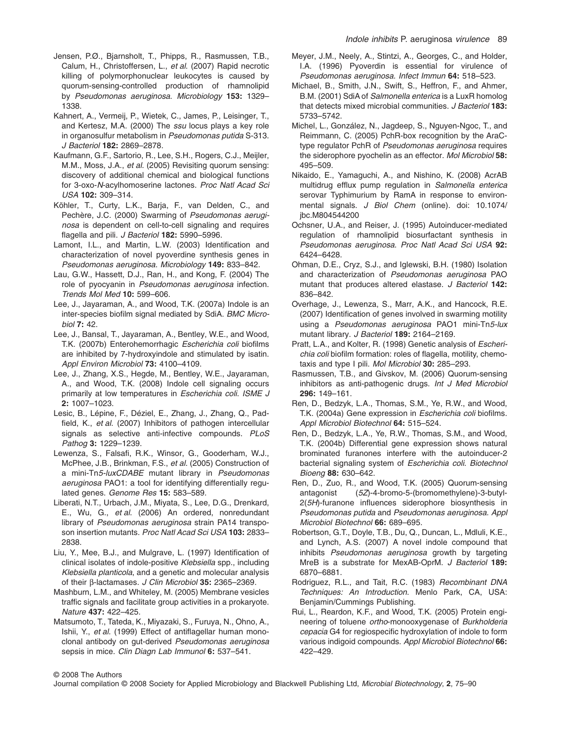Jensen, P.Ø., Bjarnsholt, T., Phipps, R., Rasmussen, T.B., Calum, H., Christoffersen, L., *et al.* (2007) Rapid necrotic killing of polymorphonuclear leukocytes is caused by quorum-sensing-controlled production of rhamnolipid by *Pseudomonas aeruginosa*. *Microbiology* **153:** 1329–1338.

Kahnert, A., Vermeij, P., Wietek, C., James, P., Leisinger, T., and Kertesz, M.A. (2000) The *ssu* locus plays a key role in organosulfur metabolism in *Pseudomonas putida* S-313. *J Bacteriol* **182:** 2869–2878.

Kaufmann, G.F., Sartorio, R., Lee, S.H., Rogers, C.J., Meijler, M.M., Moss, J.A., *et al.* (2005) Revisiting quorum sensing: discovery of additional chemical and biological functions for 3-oxo-*N*-acylhomoserine lactones. *Proc Natl Acad Sci USA* **102:** 309–314.

Köhler, T., Curty, L.K., Barja, F., van Delden, C., and Pechère, J.C. (2000) Swarming of *Pseudomonas aeruginosa* is dependent on cell-to-cell signaling and requires flagella and pili. *J Bacteriol* **182:** 5990–5996.

Lamont, I.L., and Martin, L.W. (2003) Identification and characterization of novel pyoverdine synthesis genes in *Pseudomonas aeruginosa*. *Microbiology* **149:** 833–842.

Lau, G.W., Hassett, D.J., Ran, H., and Kong, F. (2004) The role of pyocyanin in *Pseudomonas aeruginosa* infection. *Trends Mol Med* **10:** 599–606.

Lee, J., Jayaraman, A., and Wood, T.K. (2007a) Indole is an inter-species biofilm signal mediated by SdiA. *BMC Microbiol* **7:** 42.

Lee, J., Bansal, T., Jayaraman, A., Bentley, W.E., and Wood, T.K. (2007b) Enterohemorrhagic *Escherichia coli* biofilms are inhibited by 7-hydroxyindole and stimulated by isatin. *Appl Environ Microbiol* **73:** 4100–4109.

Lee, J., Zhang, X.S., Hegde, M., Bentley, W.E., Jayaraman, A., and Wood, T.K. (2008) Indole cell signaling occurs primarily at low temperatures in *Escherichia coli*. *ISME J* **2:** 1007–1023.

Lesic, B., Lépine, F., Déziel, E., Zhang, J., Zhang, Q., Padfield, K., *et al.* (2007) Inhibitors of pathogen intercellular signals as selective anti-infective compounds. *PLoS Pathog* **3:** 1229–1239.

Lewenza, S., Falsafi, R.K., Winsor, G., Gooderham, W.J., McPhee, J.B., Brinkman, F.S., *et al.* (2005) Construction of a mini-Tn*5*-*luxCDABE* mutant library in *Pseudomonas aeruginosa* PAO1: a tool for identifying differentially regulated genes. *Genome Res* **15:** 583–589.

Liberati, N.T., Urbach, J.M., Miyata, S., Lee, D.G., Drenkard, E., Wu, G., *et al.* (2006) An ordered, nonredundant library of *Pseudomonas aeruginosa* strain PA14 transposon insertion mutants. *Proc Natl Acad Sci USA* **103:** 2833–2838.

Liu, Y., Mee, B.J., and Mulgrave, L. (1997) Identification of clinical isolates of indole-positive *Klebsiella* spp., including *Klebsiella planticola*, and a genetic and molecular analysis of their β-lactamases. *J Clin Microbiol* **35:** 2365–2369.

Mashburn, L.M., and Whiteley, M. (2005) Membrane vesicles traffic signals and facilitate group activities in a prokaryote. *Nature* **437:** 422–425.

Matsumoto, T., Tateda, K., Miyazaki, S., Furuya, N., Ohno, A., Ishii, Y., *et al.* (1999) Effect of antiflagellar human monoclonal antibody on gut-derived *Pseudomonas aeruginosa* sepsis in mice. *Clin Diagn Lab Immunol* **6:** 537–541.

Meyer, J.M., Neely, A., Stintzi, A., Georges, C., and Holder, I.A. (1996) Pyoverdin is essential for virulence of *Pseudomonas aeruginosa*. *Infect Immun* **64:** 518–523.

Michael, B., Smith, J.N., Swift, S., Heffron, F., and Ahmer, B.M. (2001) SdiA of *Salmonella enterica* is a LuxR homolog that detects mixed microbial communities. *J Bacteriol* **183:** 5733–5742.

Michel, L., González, N., Jagdeep, S., Nguyen-Ngoc, T., and Reimmann, C. (2005) PchR-box recognition by the AraC-type regulator PchR of *Pseudomonas aeruginosa* requires the siderophore pyochelin as an effector. *Mol Microbiol* **58:** 495–509.

Nikaido, E., Yamaguchi, A., and Nishino, K. (2008) AcrAB multidrug efflux pump regulation in *Salmonella enterica* serovar Typhimurium by RamA in response to environmental signals. *J Biol Chem* (online). doi: 10.1074/jbc.M804544200

Ochsner, U.A., and Reiser, J. (1995) Autoinducer-mediated regulation of rhamnolipid biosurfactant synthesis in *Pseudomonas aeruginosa*. *Proc Natl Acad Sci USA* **92:** 6424–6428.

Ohman, D.E., Cryz, S.J., and Iglewski, B.H. (1980) Isolation and characterization of *Pseudomonas aeruginosa* PAO mutant that produces altered elastase. *J Bacteriol* **142:** 836–842.

Overhage, J., Lewenza, S., Marr, A.K., and Hancock, R.E. (2007) Identification of genes involved in swarming motility using a *Pseudomonas aeruginosa* PAO1 mini-Tn*5*-*lux* mutant library. *J Bacteriol* **189:** 2164–2169.

Pratt, L.A., and Kolter, R. (1998) Genetic analysis of *Escherichia coli* biofilm formation: roles of flagella, motility, chemotaxis and type I pili. *Mol Microbiol* **30:** 285–293.

Rasmussen, T.B., and Givskov, M. (2006) Quorum-sensing inhibitors as anti-pathogenic drugs. *Int J Med Microbiol* **296:** 149–161.

Ren, D., Bedzyk, L.A., Thomas, S.M., Ye, R.W., and Wood, T.K. (2004a) Gene expression in *Escherichia coli* biofilms. *Appl Microbiol Biotechnol* **64:** 515–524.

Ren, D., Bedzyk, L.A., Ye, R.W., Thomas, S.M., and Wood, T.K. (2004b) Differential gene expression shows natural brominated furanones interfere with the autoinducer-2 bacterial signaling system of *Escherichia coli*. *Biotechnol Bioeng* **88:** 630–642.

Ren, D., Zuo, R., and Wood, T.K. (2005) Quorum-sensing antagonist (*5Z*)-4-bromo-5-(bromomethylene)-3-butyl-2(*5H*)-furanone influences siderophore biosynthesis in *Pseudomonas putida* and *Pseudomonas aeruginosa*. *Appl Microbiol Biotechnol* **66:** 689–695.

Robertson, G.T., Doyle, T.B., Du, Q., Duncan, L., Mdluli, K.E., and Lynch, A.S. (2007) A novel indole compound that inhibits *Pseudomonas aeruginosa* growth by targeting MreB is a substrate for MexAB-OprM. *J Bacteriol* **189:** 6870–6881.

Rodriguez, R.L., and Tait, R.C. (1983) *Recombinant DNA Techniques: An Introduction*. Menlo Park, CA, USA: Benjamin/Cummings Publishing.

Rui, L., Reardon, K.F., and Wood, T.K. (2005) Protein engineering of toluene *ortho*-monooxygenase of *Burkholderia cepacia* G4 for regiospecific hydroxylation of indole to form various indigoid compounds. *Appl Microbiol Biotechnol* **66:** 422–429.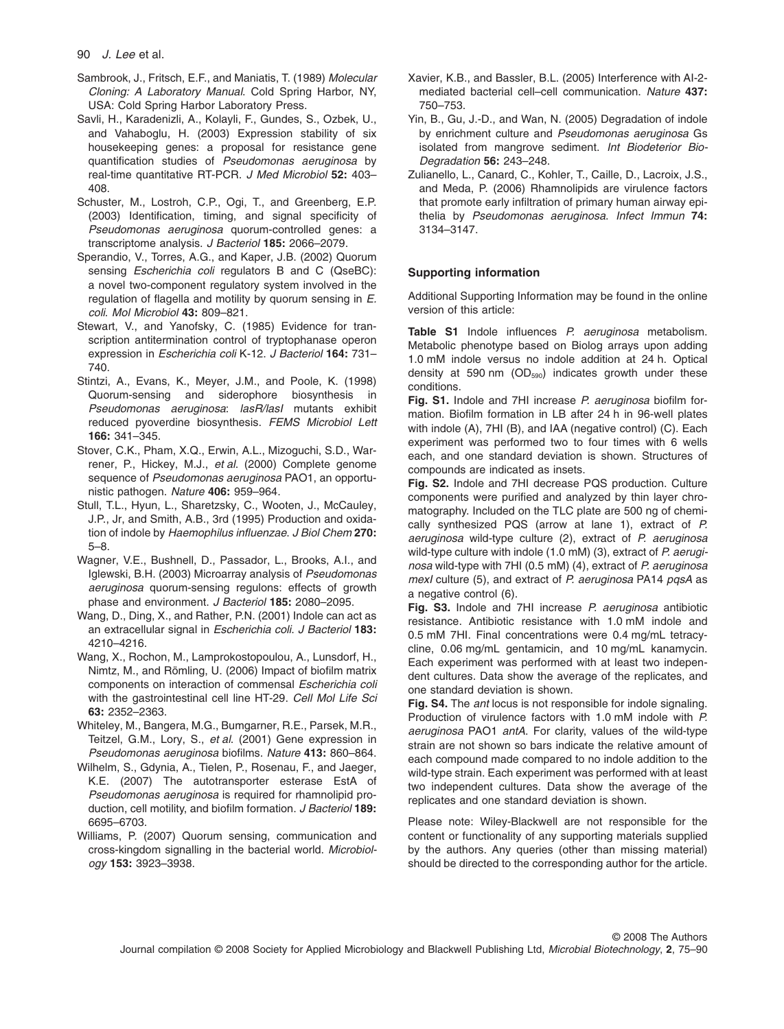Sambrook, J., Fritsch, E.F., and Maniatis, T. (1989) *Molecular Cloning: A Laboratory Manual*. Cold Spring Harbor, NY, USA: Cold Spring Harbor Laboratory Press.

Savli, H., Karadenizli, A., Kolayli, F., Gundes, S., Ozbek, U., and Vahaboglu, H. (2003) Expression stability of six housekeeping genes: a proposal for resistance gene quantification studies of *Pseudomonas aeruginosa* by real-time quantitative RT-PCR. *J Med Microbiol* **52:** 403–408.

Schuster, M., Lostroh, C.P., Ogi, T., and Greenberg, E.P. (2003) Identification, timing, and signal specificity of *Pseudomonas aeruginosa* quorum-controlled genes: a transcriptome analysis. *J Bacteriol* **185:** 2066–2079.

Sperandio, V., Torres, A.G., and Kaper, J.B. (2002) Quorum sensing *Escherichia coli* regulators B and C (QseBC): a novel two-component regulatory system involved in the regulation of flagella and motility by quorum sensing in *E. coli*. *Mol Microbiol* **43:** 809–821.

Stewart, V., and Yanofsky, C. (1985) Evidence for transcription antitermination control of tryptophanase operon expression in *Escherichia coli* K-12. *J Bacteriol* **164:** 731–740.

Stintzi, A., Evans, K., Meyer, J.M., and Poole, K. (1998) Quorum-sensing and siderophore biosynthesis in *Pseudomonas aeruginosa*: *lasR/lasI* mutants exhibit reduced pyoverdine biosynthesis. *FEMS Microbiol Lett* **166:** 341–345.

Stover, C.K., Pham, X.Q., Erwin, A.L., Mizoguchi, S.D., Warrener, P., Hickey, M.J., *et al.* (2000) Complete genome sequence of *Pseudomonas aeruginosa* PAO1, an opportunistic pathogen. *Nature* **406:** 959–964.

Stull, T.L., Hyun, L., Sharetzsky, C., Wooten, J., McCauley, J.P., Jr, and Smith, A.B., 3rd (1995) Production and oxidation of indole by *Haemophilus influenzae*. *J Biol Chem* **270:** 5–8.

Wagner, V.E., Bushnell, D., Passador, L., Brooks, A.I., and Iglewski, B.H. (2003) Microarray analysis of *Pseudomonas aeruginosa* quorum-sensing regulons: effects of growth phase and environment. *J Bacteriol* **185:** 2080–2095.

Wang, D., Ding, X., and Rather, P.N. (2001) Indole can act as an extracellular signal in *Escherichia coli*. *J Bacteriol* **183:** 4210–4216.

Wang, X., Rochon, M., Lamprokostopoulou, A., Lunsdorf, H., Nimtz, M., and Römling, U. (2006) Impact of biofilm matrix components on interaction of commensal *Escherichia coli* with the gastrointestinal cell line HT-29. *Cell Mol Life Sci* **63:** 2352–2363.

Whiteley, M., Bangera, M.G., Bumgarner, R.E., Parsek, M.R., Teitzel, G.M., Lory, S., *et al.* (2001) Gene expression in *Pseudomonas aeruginosa* biofilms. *Nature* **413:** 860–864.

Wilhelm, S., Gdynia, A., Tielen, P., Rosenau, F., and Jaeger, K.E. (2007) The autotransporter esterase EstA of *Pseudomonas aeruginosa* is required for rhamnolipid production, cell motility, and biofilm formation. *J Bacteriol* **189:** 6695–6703.

Williams, P. (2007) Quorum sensing, communication and cross-kingdom signalling in the bacterial world. *Microbiology* **153:** 3923–3938.

Xavier, K.B., and Bassler, B.L. (2005) Interference with AI-2-mediated bacterial cell–cell communication. *Nature* **437:** 750–753.

Yin, B., Gu, J.-D., and Wan, N. (2005) Degradation of indole by enrichment culture and *Pseudomonas aeruginosa* Gs isolated from mangrove sediment. *Int Biodeterior Biodegradation* **56:** 243–248.

Zulianello, L., Canard, C., Kohler, T., Caille, D., Lacroix, J.S., and Meda, P. (2006) Rhamnolipids are virulence factors that promote early infiltration of primary human airway epithelia by *Pseudomonas aeruginosa*. *Infect Immun* **74:** 3134–3147.

### Supporting information

Additional Supporting Information may be found in the online version of this article:

**Table S1** Indole influences *P. aeruginosa* metabolism. Metabolic phenotype based on Biolog arrays upon adding 1.0 mM indole versus no indole addition at 24 h. Optical density at 590 nm ($OD_{590}$) indicates growth under these conditions.

**Fig. S1.** Indole and 7HI increase *P. aeruginosa* biofilm formation. Biofilm formation in LB after 24 h in 96-well plates with indole (A), 7HI (B), and IAA (negative control) (C). Each experiment was performed two to four times with 6 wells each, and one standard deviation is shown. Structures of compounds are indicated as insets.

**Fig. S2.** Indole and 7HI decrease PQS production. Culture components were purified and analyzed by thin layer chromatography. Included on the TLC plate are 500 ng of chemically synthesized PQS (arrow at lane 1), extract of *P. aeruginosa* wild-type culture (2), extract of *P. aeruginosa* wild-type culture with indole (1.0 mM) (3), extract of *P. aeruginosa* wild-type with 7HI (0.5 mM) (4), extract of *P. aeruginosa mexI* culture (5), and extract of *P. aeruginosa* PA14 *pqsA* as a negative control (6).

**Fig. S3.** Indole and 7HI increase *P. aeruginosa* antibiotic resistance. Antibiotic resistance with 1.0 mM indole and 0.5 mM 7HI. Final concentrations were 0.4 mg/mL tetracycline, 0.06 mg/mL gentamicin, and 10 mg/mL kanamycin. Each experiment was performed with at least two independent cultures. Data show the average of the replicates, and one standard deviation is shown.

**Fig. S4.** The *ant* locus is not responsible for indole signaling. Production of virulence factors with 1.0 mM indole with *P. aeruginosa* PAO1 *antA*. For clarity, values of the wild-type strain are not shown so bars indicate the relative amount of each compound made compared to no indole addition to the wild-type strain. Each experiment was performed with at least two independent cultures. Data show the average of the replicates and one standard deviation is shown.

Please note: Wiley-Blackwell are not responsible for the content or functionality of any supporting materials supplied by the authors. Any queries (other than missing material) should be directed to the corresponding author for the article.